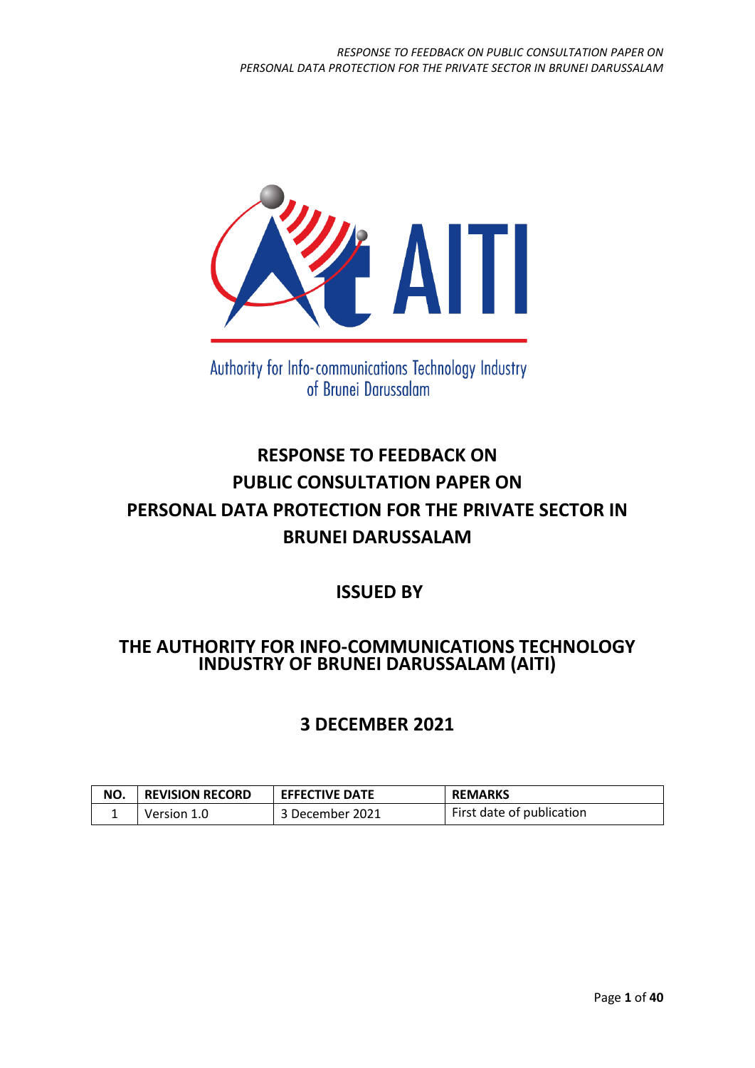Authority for Info-communications Technology Industry of Brunei Darussalam

# RESPONSE TO FEEDBACK ON PUBLIC CONSULTATION PAPER ON PERSONAL DATA PROTECTION FOR THE PRIVATE SECTOR IN BRUNEI DARUSSALAM

## ISSUED BY

## THE AUTHORITY FOR INFO-COMMUNICATIONS TECHNOLOGY INDUSTRY OF BRUNEI DARUSSALAM (AITI)

## 3 DECEMBER 2021

| NO. | REVISION RECORD | EFFECTIVE DATE | REMARKS |
|---|---|---|---|
| 1 | Version 1.0 | 3 December 2021 | First date of publication |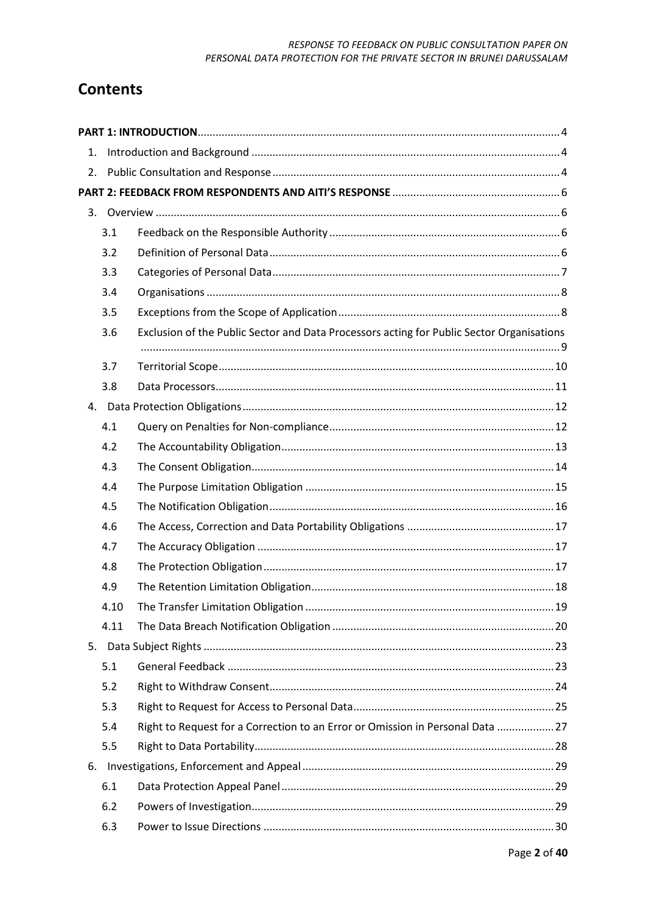# Contents

**PART 1: INTRODUCTION** ........ 4

1. Introduction and Background ........ 4
2. Public Consultation and Response ........ 4

**PART 2: FEEDBACK FROM RESPONDENTS AND AITI'S RESPONSE** ........ 6

3. Overview ........ 6
   - 3.1 Feedback on the Responsible Authority ........ 6
   - 3.2 Definition of Personal Data ........ 6
   - 3.3 Categories of Personal Data ........ 7
   - 3.4 Organisations ........ 8
   - 3.5 Exceptions from the Scope of Application ........ 8
   - 3.6 Exclusion of the Public Sector and Data Processors acting for Public Sector Organisations ........ 9
   - 3.7 Territorial Scope ........ 10
   - 3.8 Data Processors ........ 11
4. Data Protection Obligations ........ 12
   - 4.1 Query on Penalties for Non-compliance ........ 12
   - 4.2 The Accountability Obligation ........ 13
   - 4.3 The Consent Obligation ........ 14
   - 4.4 The Purpose Limitation Obligation ........ 15
   - 4.5 The Notification Obligation ........ 16
   - 4.6 The Access, Correction and Data Portability Obligations ........ 17
   - 4.7 The Accuracy Obligation ........ 17
   - 4.8 The Protection Obligation ........ 17
   - 4.9 The Retention Limitation Obligation ........ 18
   - 4.10 The Transfer Limitation Obligation ........ 19
   - 4.11 The Data Breach Notification Obligation ........ 20
5. Data Subject Rights ........ 23
   - 5.1 General Feedback ........ 23
   - 5.2 Right to Withdraw Consent ........ 24
   - 5.3 Right to Request for Access to Personal Data ........ 25
   - 5.4 Right to Request for a Correction to an Error or Omission in Personal Data ........ 27
   - 5.5 Right to Data Portability ........ 28
6. Investigations, Enforcement and Appeal ........ 29
   - 6.1 Data Protection Appeal Panel ........ 29
   - 6.2 Powers of Investigation ........ 29
   - 6.3 Power to Issue Directions ........ 30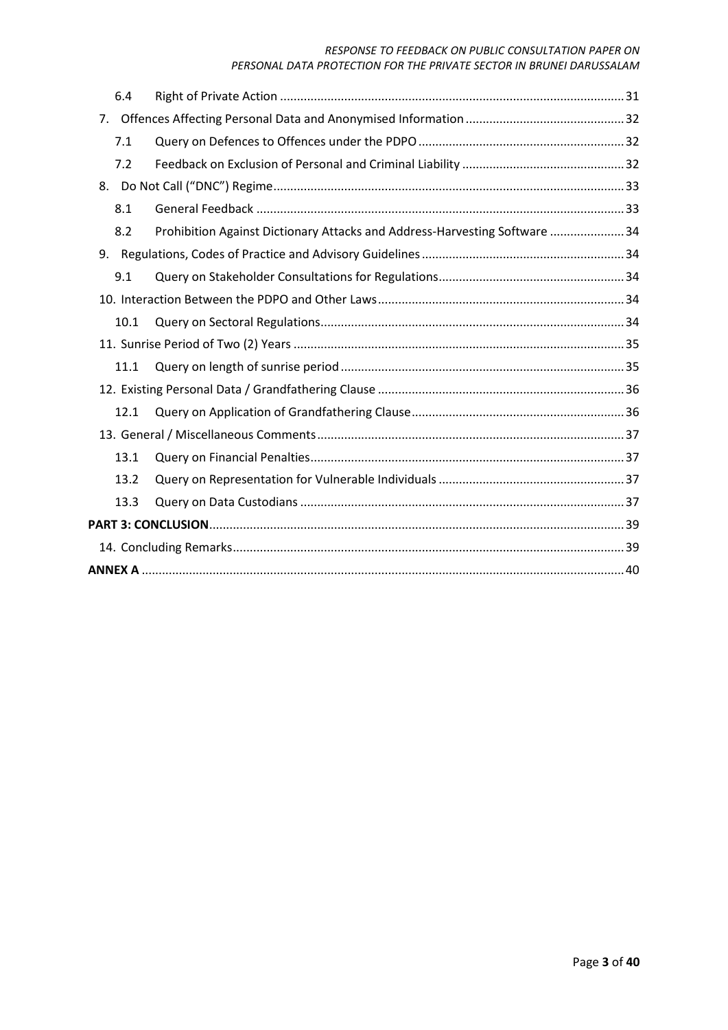| | | |
|---|---|---|
| 6.4 | Right of Private Action | 31 |
| 7. | Offences Affecting Personal Data and Anonymised Information | 32 |
| 7.1 | Query on Defences to Offences under the PDPO | 32 |
| 7.2 | Feedback on Exclusion of Personal and Criminal Liability | 32 |
| 8. | Do Not Call ("DNC") Regime | 33 |
| 8.1 | General Feedback | 33 |
| 8.2 | Prohibition Against Dictionary Attacks and Address-Harvesting Software | 34 |
| 9. | Regulations, Codes of Practice and Advisory Guidelines | 34 |
| 9.1 | Query on Stakeholder Consultations for Regulations | 34 |
| 10. | Interaction Between the PDPO and Other Laws | 34 |
| 10.1 | Query on Sectoral Regulations | 34 |
| 11. | Sunrise Period of Two (2) Years | 35 |
| 11.1 | Query on length of sunrise period | 35 |
| 12. | Existing Personal Data / Grandfathering Clause | 36 |
| 12.1 | Query on Application of Grandfathering Clause | 36 |
| 13. | General / Miscellaneous Comments | 37 |
| 13.1 | Query on Financial Penalties | 37 |
| 13.2 | Query on Representation for Vulnerable Individuals | 37 |
| 13.3 | Query on Data Custodians | 37 |
| **PART 3: CONCLUSION** | | 39 |
| 14. | Concluding Remarks | 39 |
| **ANNEX A** | | 40 |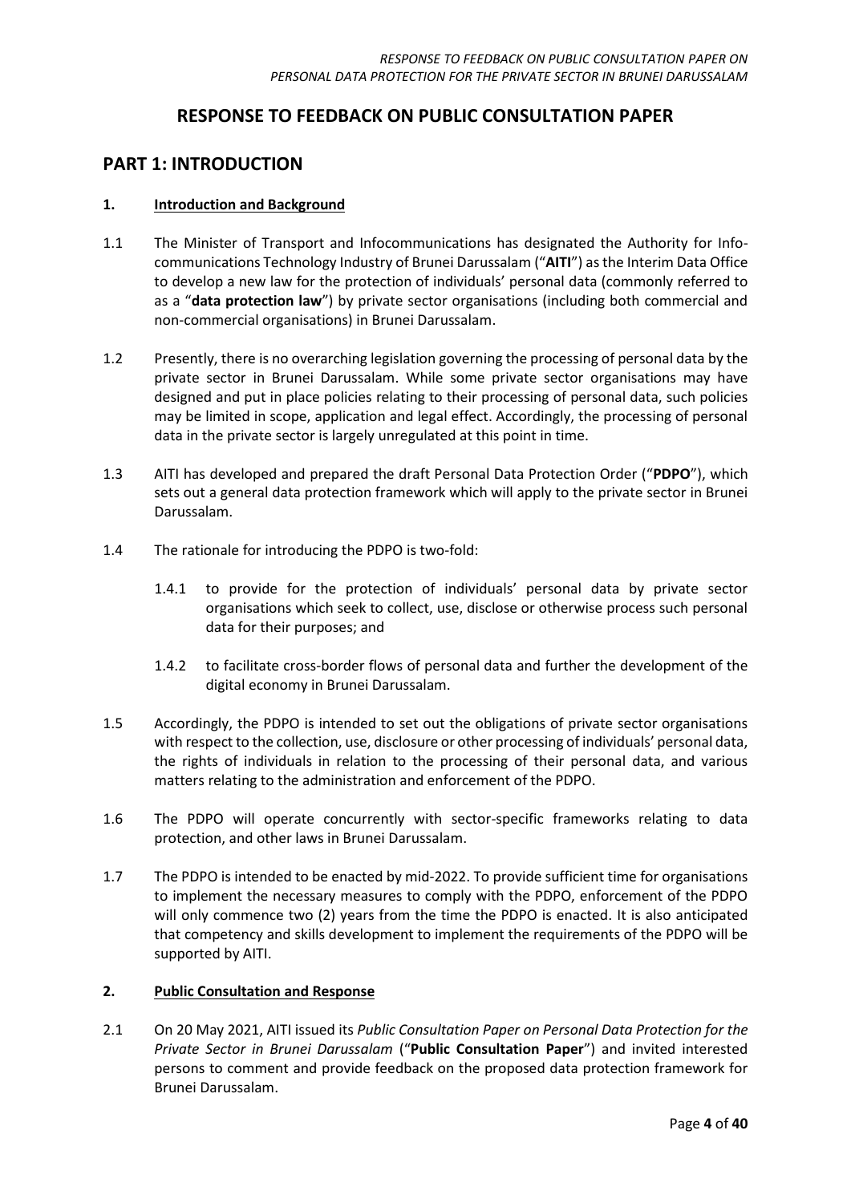# RESPONSE TO FEEDBACK ON PUBLIC CONSULTATION PAPER

## PART 1: INTRODUCTION

### 1. Introduction and Background

1.1 The Minister of Transport and Infocommunications has designated the Authority for Info-communications Technology Industry of Brunei Darussalam ("**AITI**") as the Interim Data Office to develop a new law for the protection of individuals' personal data (commonly referred to as a "**data protection law**") by private sector organisations (including both commercial and non-commercial organisations) in Brunei Darussalam.

1.2 Presently, there is no overarching legislation governing the processing of personal data by the private sector in Brunei Darussalam. While some private sector organisations may have designed and put in place policies relating to their processing of personal data, such policies may be limited in scope, application and legal effect. Accordingly, the processing of personal data in the private sector is largely unregulated at this point in time.

1.3 AITI has developed and prepared the draft Personal Data Protection Order ("**PDPO**"), which sets out a general data protection framework which will apply to the private sector in Brunei Darussalam.

1.4 The rationale for introducing the PDPO is two-fold:

1.4.1 to provide for the protection of individuals' personal data by private sector organisations which seek to collect, use, disclose or otherwise process such personal data for their purposes; and

1.4.2 to facilitate cross-border flows of personal data and further the development of the digital economy in Brunei Darussalam.

1.5 Accordingly, the PDPO is intended to set out the obligations of private sector organisations with respect to the collection, use, disclosure or other processing of individuals' personal data, the rights of individuals in relation to the processing of their personal data, and various matters relating to the administration and enforcement of the PDPO.

1.6 The PDPO will operate concurrently with sector-specific frameworks relating to data protection, and other laws in Brunei Darussalam.

1.7 The PDPO is intended to be enacted by mid-2022. To provide sufficient time for organisations to implement the necessary measures to comply with the PDPO, enforcement of the PDPO will only commence two (2) years from the time the PDPO is enacted. It is also anticipated that competency and skills development to implement the requirements of the PDPO will be supported by AITI.

### 2. Public Consultation and Response

2.1 On 20 May 2021, AITI issued its *Public Consultation Paper on Personal Data Protection for the Private Sector in Brunei Darussalam* ("**Public Consultation Paper**") and invited interested persons to comment and provide feedback on the proposed data protection framework for Brunei Darussalam.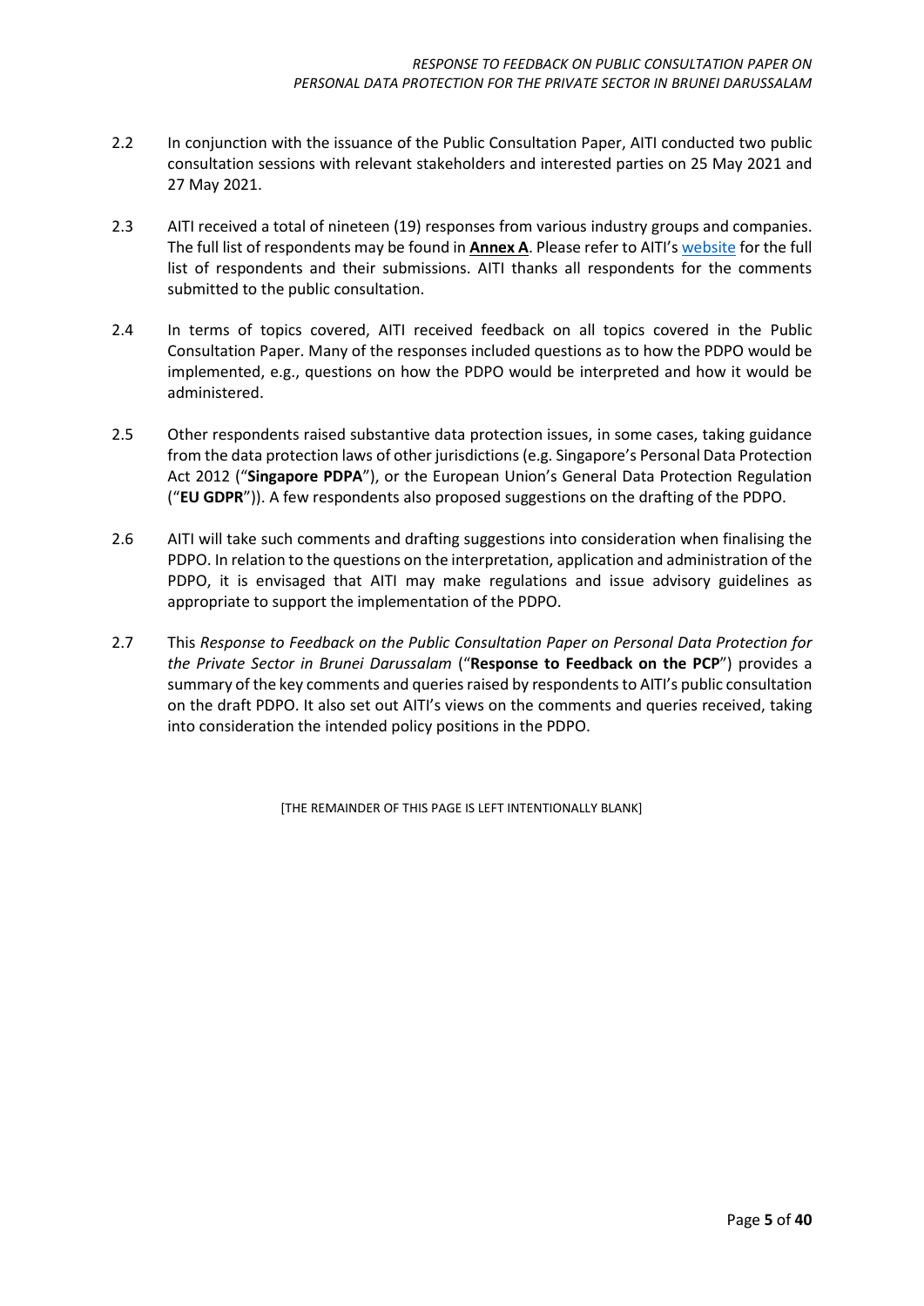2.2 In conjunction with the issuance of the Public Consultation Paper, AITI conducted two public consultation sessions with relevant stakeholders and interested parties on 25 May 2021 and 27 May 2021.

2.3 AITI received a total of nineteen (19) responses from various industry groups and companies. The full list of respondents may be found in **Annex A**. Please refer to AITI's website for the full list of respondents and their submissions. AITI thanks all respondents for the comments submitted to the public consultation.

2.4 In terms of topics covered, AITI received feedback on all topics covered in the Public Consultation Paper. Many of the responses included questions as to how the PDPO would be implemented, e.g., questions on how the PDPO would be interpreted and how it would be administered.

2.5 Other respondents raised substantive data protection issues, in some cases, taking guidance from the data protection laws of other jurisdictions (e.g. Singapore's Personal Data Protection Act 2012 ("**Singapore PDPA**"), or the European Union's General Data Protection Regulation ("**EU GDPR**")). A few respondents also proposed suggestions on the drafting of the PDPO.

2.6 AITI will take such comments and drafting suggestions into consideration when finalising the PDPO. In relation to the questions on the interpretation, application and administration of the PDPO, it is envisaged that AITI may make regulations and issue advisory guidelines as appropriate to support the implementation of the PDPO.

2.7 This *Response to Feedback on the Public Consultation Paper on Personal Data Protection for the Private Sector in Brunei Darussalam* ("**Response to Feedback on the PCP**") provides a summary of the key comments and queries raised by respondents to AITI's public consultation on the draft PDPO. It also set out AITI's views on the comments and queries received, taking into consideration the intended policy positions in the PDPO.

[THE REMAINDER OF THIS PAGE IS LEFT INTENTIONALLY BLANK]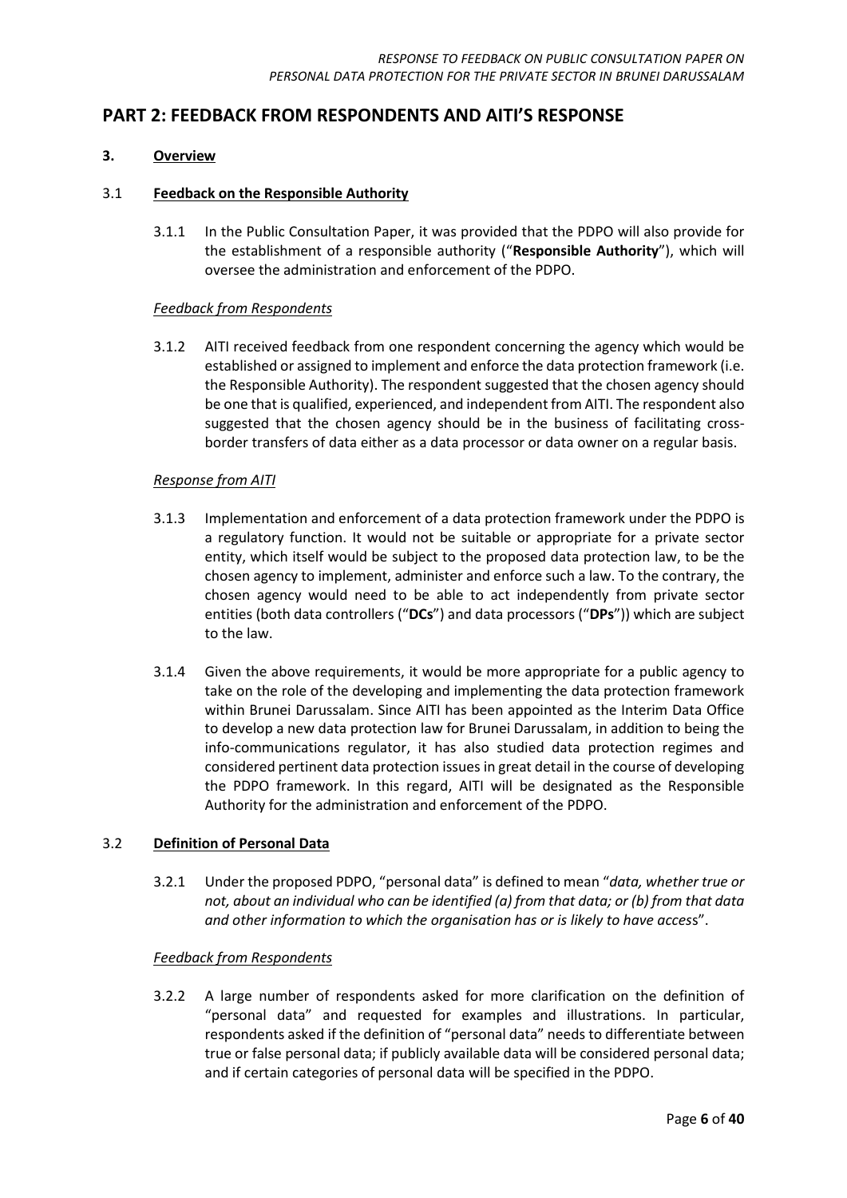## PART 2: FEEDBACK FROM RESPONDENTS AND AITI'S RESPONSE

### 3. Overview

#### 3.1 Feedback on the Responsible Authority

3.1.1 In the Public Consultation Paper, it was provided that the PDPO will also provide for the establishment of a responsible authority ("**Responsible Authority**"), which will oversee the administration and enforcement of the PDPO.

*Feedback from Respondents*

3.1.2 AITI received feedback from one respondent concerning the agency which would be established or assigned to implement and enforce the data protection framework (i.e. the Responsible Authority). The respondent suggested that the chosen agency should be one that is qualified, experienced, and independent from AITI. The respondent also suggested that the chosen agency should be in the business of facilitating cross-border transfers of data either as a data processor or data owner on a regular basis.

*Response from AITI*

3.1.3 Implementation and enforcement of a data protection framework under the PDPO is a regulatory function. It would not be suitable or appropriate for a private sector entity, which itself would be subject to the proposed data protection law, to be the chosen agency to implement, administer and enforce such a law. To the contrary, the chosen agency would need to be able to act independently from private sector entities (both data controllers ("**DCs**") and data processors ("**DPs**")) which are subject to the law.

3.1.4 Given the above requirements, it would be more appropriate for a public agency to take on the role of the developing and implementing the data protection framework within Brunei Darussalam. Since AITI has been appointed as the Interim Data Office to develop a new data protection law for Brunei Darussalam, in addition to being the info-communications regulator, it has also studied data protection regimes and considered pertinent data protection issues in great detail in the course of developing the PDPO framework. In this regard, AITI will be designated as the Responsible Authority for the administration and enforcement of the PDPO.

#### 3.2 Definition of Personal Data

3.2.1 Under the proposed PDPO, "personal data" is defined to mean "*data, whether true or not, about an individual who can be identified (a) from that data; or (b) from that data and other information to which the organisation has or is likely to have access*".

*Feedback from Respondents*

3.2.2 A large number of respondents asked for more clarification on the definition of "personal data" and requested for examples and illustrations. In particular, respondents asked if the definition of "personal data" needs to differentiate between true or false personal data; if publicly available data will be considered personal data; and if certain categories of personal data will be specified in the PDPO.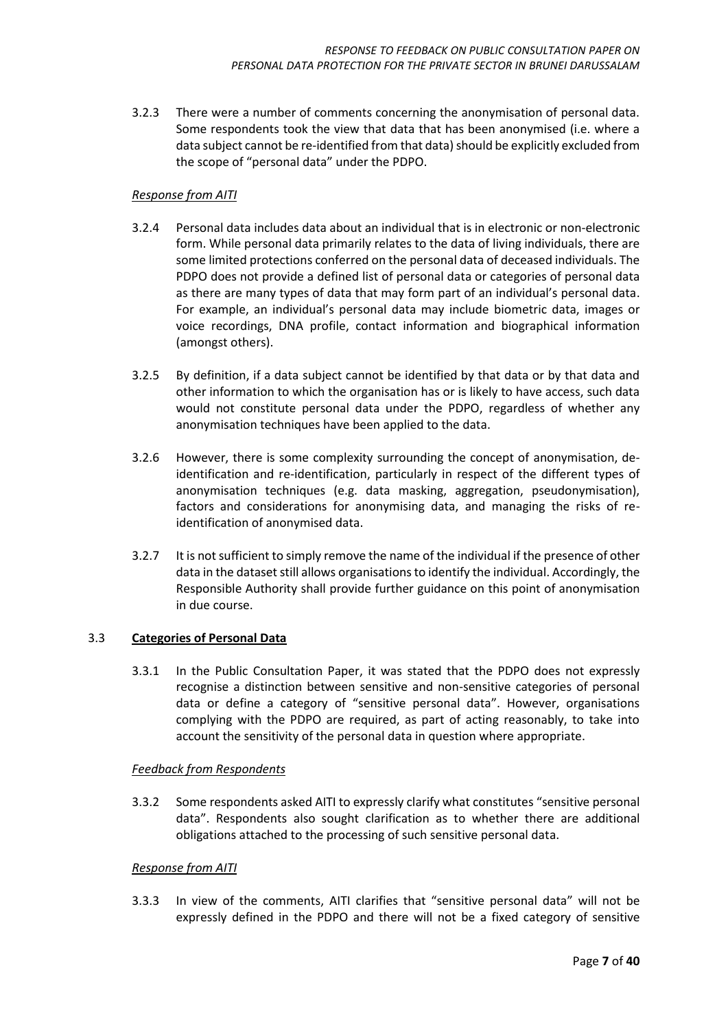3.2.3 There were a number of comments concerning the anonymisation of personal data. Some respondents took the view that data that has been anonymised (i.e. where a data subject cannot be re-identified from that data) should be explicitly excluded from the scope of "personal data" under the PDPO.

*Response from AITI*

3.2.4 Personal data includes data about an individual that is in electronic or non-electronic form. While personal data primarily relates to the data of living individuals, there are some limited protections conferred on the personal data of deceased individuals. The PDPO does not provide a defined list of personal data or categories of personal data as there are many types of data that may form part of an individual's personal data. For example, an individual's personal data may include biometric data, images or voice recordings, DNA profile, contact information and biographical information (amongst others).

3.2.5 By definition, if a data subject cannot be identified by that data or by that data and other information to which the organisation has or is likely to have access, such data would not constitute personal data under the PDPO, regardless of whether any anonymisation techniques have been applied to the data.

3.2.6 However, there is some complexity surrounding the concept of anonymisation, de-identification and re-identification, particularly in respect of the different types of anonymisation techniques (e.g. data masking, aggregation, pseudonymisation), factors and considerations for anonymising data, and managing the risks of re-identification of anonymised data.

3.2.7 It is not sufficient to simply remove the name of the individual if the presence of other data in the dataset still allows organisations to identify the individual. Accordingly, the Responsible Authority shall provide further guidance on this point of anonymisation in due course.

## 3.3 Categories of Personal Data

3.3.1 In the Public Consultation Paper, it was stated that the PDPO does not expressly recognise a distinction between sensitive and non-sensitive categories of personal data or define a category of "sensitive personal data". However, organisations complying with the PDPO are required, as part of acting reasonably, to take into account the sensitivity of the personal data in question where appropriate.

*Feedback from Respondents*

3.3.2 Some respondents asked AITI to expressly clarify what constitutes "sensitive personal data". Respondents also sought clarification as to whether there are additional obligations attached to the processing of such sensitive personal data.

*Response from AITI*

3.3.3 In view of the comments, AITI clarifies that "sensitive personal data" will not be expressly defined in the PDPO and there will not be a fixed category of sensitive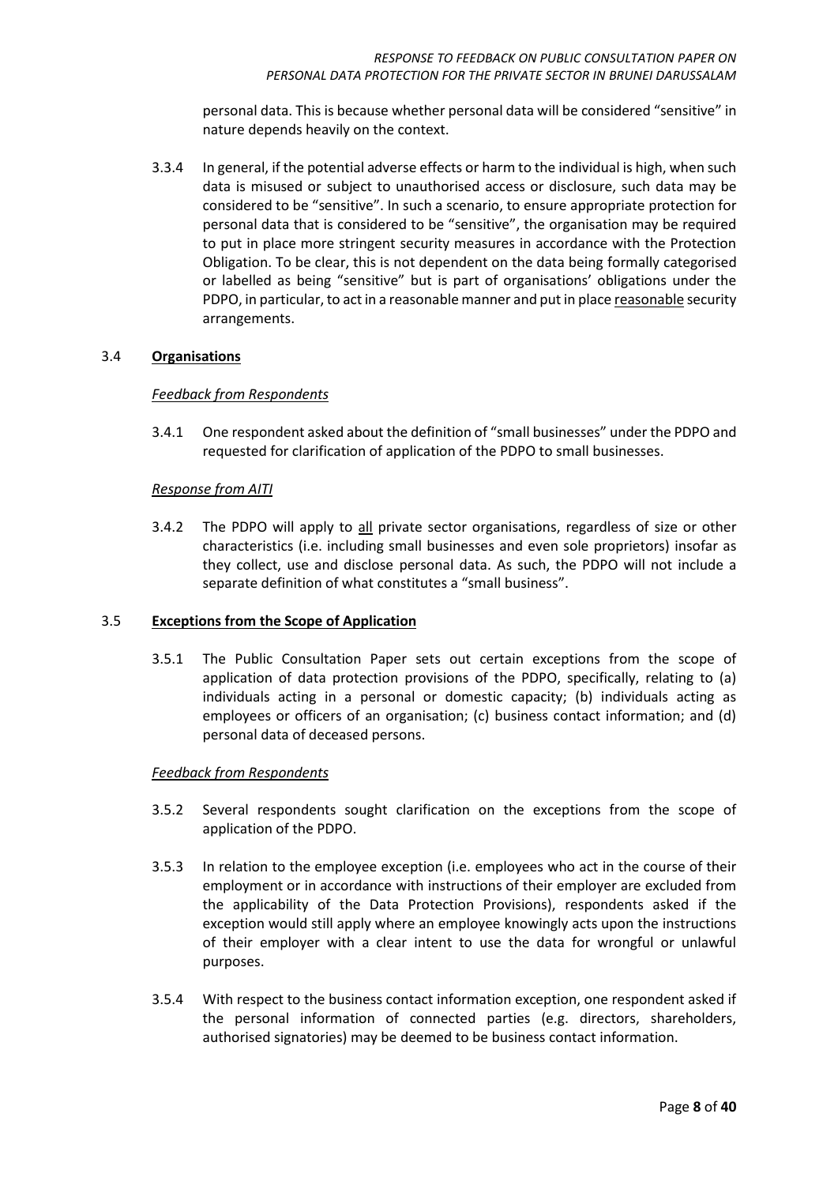personal data. This is because whether personal data will be considered "sensitive" in nature depends heavily on the context.

3.3.4 In general, if the potential adverse effects or harm to the individual is high, when such data is misused or subject to unauthorised access or disclosure, such data may be considered to be "sensitive". In such a scenario, to ensure appropriate protection for personal data that is considered to be "sensitive", the organisation may be required to put in place more stringent security measures in accordance with the Protection Obligation. To be clear, this is not dependent on the data being formally categorised or labelled as being "sensitive" but is part of organisations' obligations under the PDPO, in particular, to act in a reasonable manner and put in place <u>reasonable</u> security arrangements.

### 3.4 <u>**Organisations**</u>

*<u>Feedback from Respondents</u>*

3.4.1 One respondent asked about the definition of "small businesses" under the PDPO and requested for clarification of application of the PDPO to small businesses.

*<u>Response from AITI</u>*

3.4.2 The PDPO will apply to <u>all</u> private sector organisations, regardless of size or other characteristics (i.e. including small businesses and even sole proprietors) insofar as they collect, use and disclose personal data. As such, the PDPO will not include a separate definition of what constitutes a "small business".

### 3.5 <u>**Exceptions from the Scope of Application**</u>

3.5.1 The Public Consultation Paper sets out certain exceptions from the scope of application of data protection provisions of the PDPO, specifically, relating to (a) individuals acting in a personal or domestic capacity; (b) individuals acting as employees or officers of an organisation; (c) business contact information; and (d) personal data of deceased persons.

*<u>Feedback from Respondents</u>*

3.5.2 Several respondents sought clarification on the exceptions from the scope of application of the PDPO.

3.5.3 In relation to the employee exception (i.e. employees who act in the course of their employment or in accordance with instructions of their employer are excluded from the applicability of the Data Protection Provisions), respondents asked if the exception would still apply where an employee knowingly acts upon the instructions of their employer with a clear intent to use the data for wrongful or unlawful purposes.

3.5.4 With respect to the business contact information exception, one respondent asked if the personal information of connected parties (e.g. directors, shareholders, authorised signatories) may be deemed to be business contact information.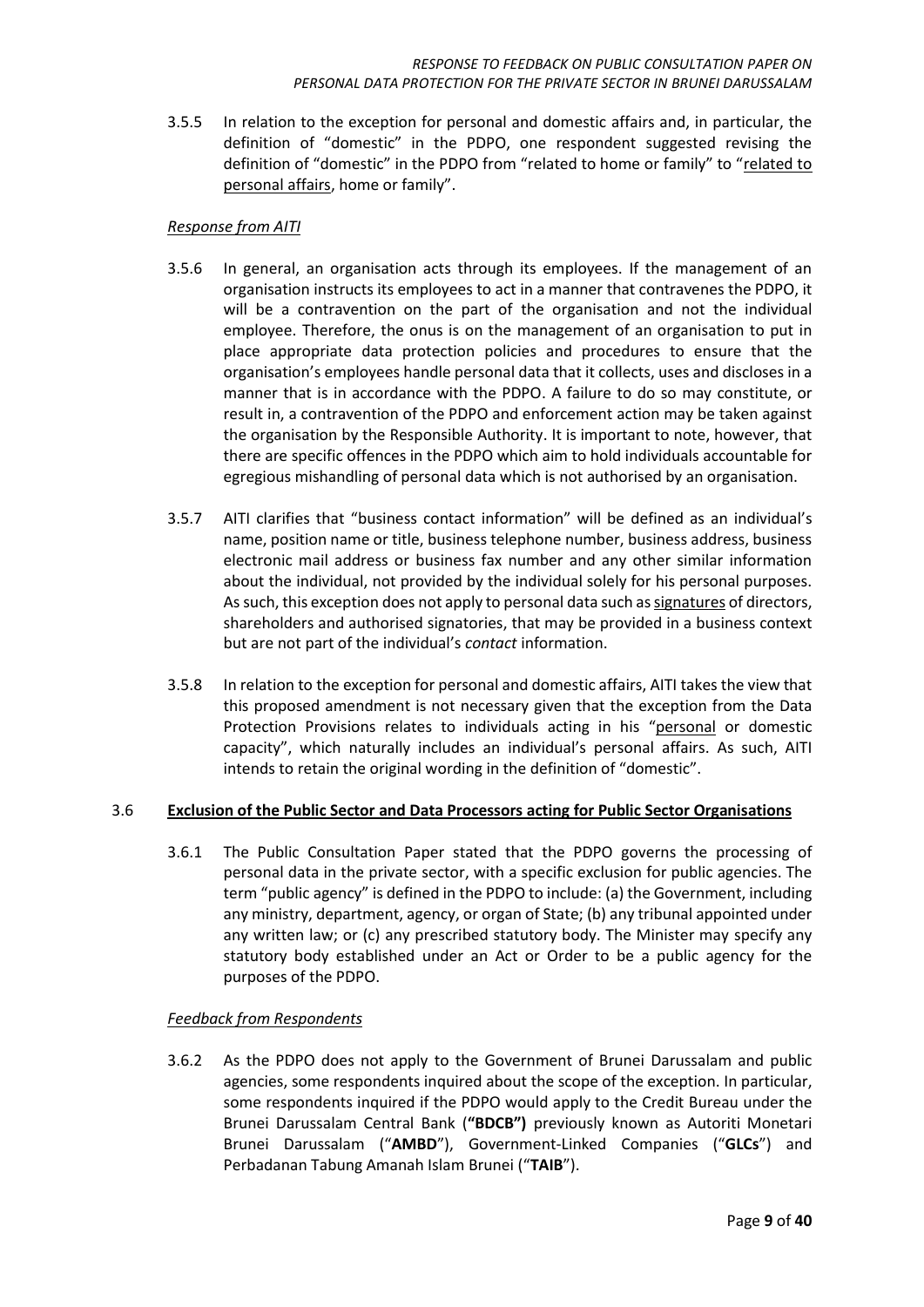3.5.5 In relation to the exception for personal and domestic affairs and, in particular, the definition of "domestic" in the PDPO, one respondent suggested revising the definition of "domestic" in the PDPO from "related to home or family" to "<u>related to personal affairs</u>, home or family".

*<u>Response from AITI</u>*

3.5.6 In general, an organisation acts through its employees. If the management of an organisation instructs its employees to act in a manner that contravenes the PDPO, it will be a contravention on the part of the organisation and not the individual employee. Therefore, the onus is on the management of an organisation to put in place appropriate data protection policies and procedures to ensure that the organisation's employees handle personal data that it collects, uses and discloses in a manner that is in accordance with the PDPO. A failure to do so may constitute, or result in, a contravention of the PDPO and enforcement action may be taken against the organisation by the Responsible Authority. It is important to note, however, that there are specific offences in the PDPO which aim to hold individuals accountable for egregious mishandling of personal data which is not authorised by an organisation.

3.5.7 AITI clarifies that "business contact information" will be defined as an individual's name, position name or title, business telephone number, business address, business electronic mail address or business fax number and any other similar information about the individual, not provided by the individual solely for his personal purposes. As such, this exception does not apply to personal data such as <u>signatures</u> of directors, shareholders and authorised signatories, that may be provided in a business context but are not part of the individual's *contact* information.

3.5.8 In relation to the exception for personal and domestic affairs, AITI takes the view that this proposed amendment is not necessary given that the exception from the Data Protection Provisions relates to individuals acting in his "<u>personal</u> or domestic capacity", which naturally includes an individual's personal affairs. As such, AITI intends to retain the original wording in the definition of "domestic".

## 3.6 <u>Exclusion of the Public Sector and Data Processors acting for Public Sector Organisations</u>

3.6.1 The Public Consultation Paper stated that the PDPO governs the processing of personal data in the private sector, with a specific exclusion for public agencies. The term "public agency" is defined in the PDPO to include: (a) the Government, including any ministry, department, agency, or organ of State; (b) any tribunal appointed under any written law; or (c) any prescribed statutory body. The Minister may specify any statutory body established under an Act or Order to be a public agency for the purposes of the PDPO.

*<u>Feedback from Respondents</u>*

3.6.2 As the PDPO does not apply to the Government of Brunei Darussalam and public agencies, some respondents inquired about the scope of the exception. In particular, some respondents inquired if the PDPO would apply to the Credit Bureau under the Brunei Darussalam Central Bank (**"BDCB")** previously known as Autoriti Monetari Brunei Darussalam ("**AMBD**"), Government-Linked Companies ("**GLCs**") and Perbadanan Tabung Amanah Islam Brunei ("**TAIB**").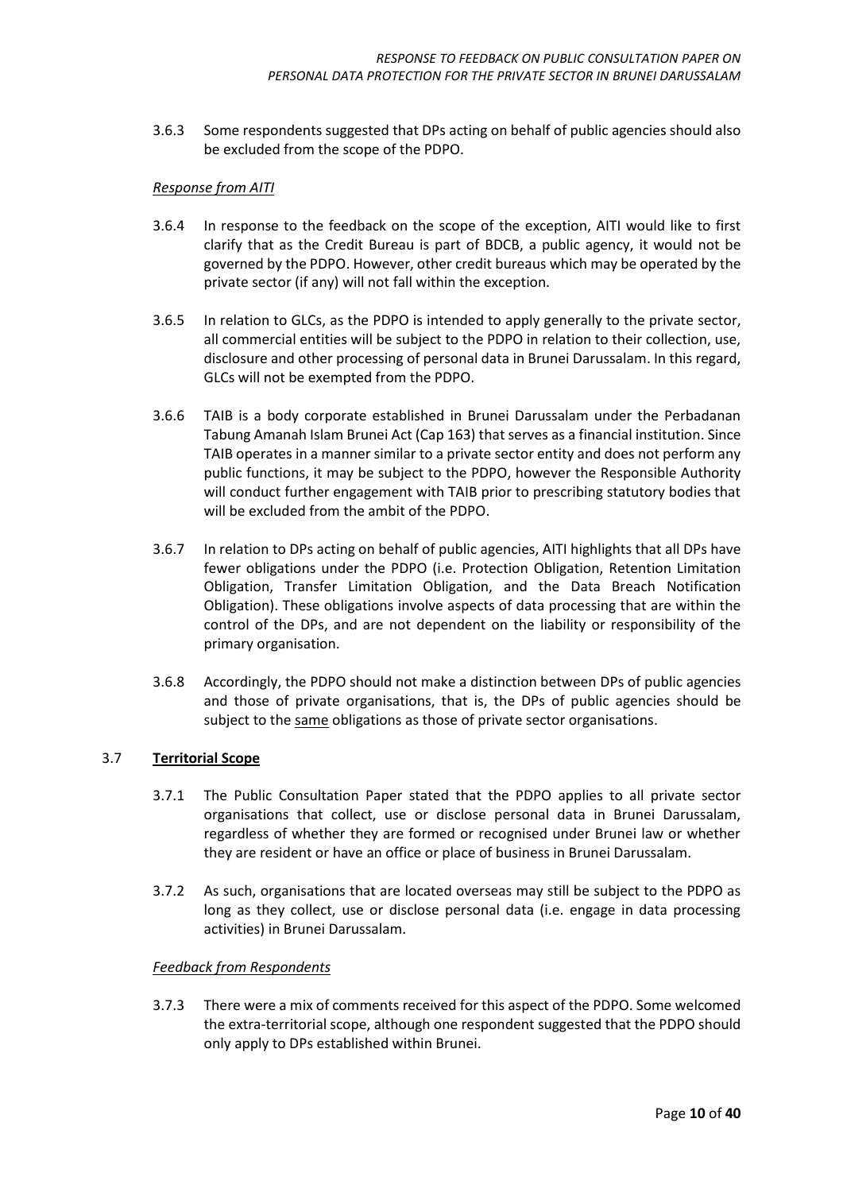3.6.3 Some respondents suggested that DPs acting on behalf of public agencies should also be excluded from the scope of the PDPO.

*Response from AITI*

3.6.4 In response to the feedback on the scope of the exception, AITI would like to first clarify that as the Credit Bureau is part of BDCB, a public agency, it would not be governed by the PDPO. However, other credit bureaus which may be operated by the private sector (if any) will not fall within the exception.

3.6.5 In relation to GLCs, as the PDPO is intended to apply generally to the private sector, all commercial entities will be subject to the PDPO in relation to their collection, use, disclosure and other processing of personal data in Brunei Darussalam. In this regard, GLCs will not be exempted from the PDPO.

3.6.6 TAIB is a body corporate established in Brunei Darussalam under the Perbadanan Tabung Amanah Islam Brunei Act (Cap 163) that serves as a financial institution. Since TAIB operates in a manner similar to a private sector entity and does not perform any public functions, it may be subject to the PDPO, however the Responsible Authority will conduct further engagement with TAIB prior to prescribing statutory bodies that will be excluded from the ambit of the PDPO.

3.6.7 In relation to DPs acting on behalf of public agencies, AITI highlights that all DPs have fewer obligations under the PDPO (i.e. Protection Obligation, Retention Limitation Obligation, Transfer Limitation Obligation, and the Data Breach Notification Obligation). These obligations involve aspects of data processing that are within the control of the DPs, and are not dependent on the liability or responsibility of the primary organisation.

3.6.8 Accordingly, the PDPO should not make a distinction between DPs of public agencies and those of private organisations, that is, the DPs of public agencies should be subject to the <u>same</u> obligations as those of private sector organisations.

## 3.7 **<u>Territorial Scope</u>**

3.7.1 The Public Consultation Paper stated that the PDPO applies to all private sector organisations that collect, use or disclose personal data in Brunei Darussalam, regardless of whether they are formed or recognised under Brunei law or whether they are resident or have an office or place of business in Brunei Darussalam.

3.7.2 As such, organisations that are located overseas may still be subject to the PDPO as long as they collect, use or disclose personal data (i.e. engage in data processing activities) in Brunei Darussalam.

*Feedback from Respondents*

3.7.3 There were a mix of comments received for this aspect of the PDPO. Some welcomed the extra-territorial scope, although one respondent suggested that the PDPO should only apply to DPs established within Brunei.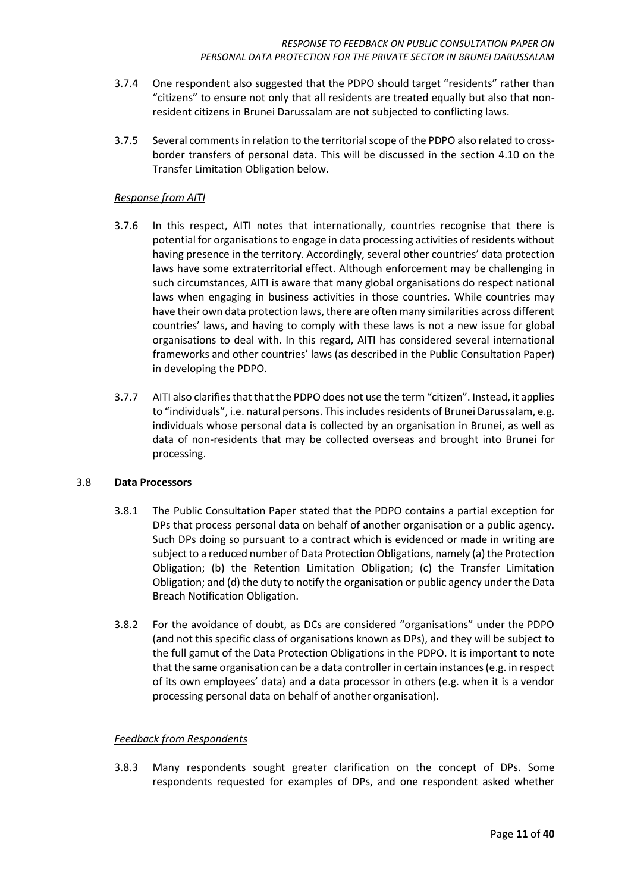3.7.4 One respondent also suggested that the PDPO should target "residents" rather than "citizens" to ensure not only that all residents are treated equally but also that non-resident citizens in Brunei Darussalam are not subjected to conflicting laws.

3.7.5 Several comments in relation to the territorial scope of the PDPO also related to cross-border transfers of personal data. This will be discussed in the section 4.10 on the Transfer Limitation Obligation below.

*Response from AITI*

3.7.6 In this respect, AITI notes that internationally, countries recognise that there is potential for organisations to engage in data processing activities of residents without having presence in the territory. Accordingly, several other countries' data protection laws have some extraterritorial effect. Although enforcement may be challenging in such circumstances, AITI is aware that many global organisations do respect national laws when engaging in business activities in those countries. While countries may have their own data protection laws, there are often many similarities across different countries' laws, and having to comply with these laws is not a new issue for global organisations to deal with. In this regard, AITI has considered several international frameworks and other countries' laws (as described in the Public Consultation Paper) in developing the PDPO.

3.7.7 AITI also clarifies that that the PDPO does not use the term "citizen". Instead, it applies to "individuals", i.e. natural persons. This includes residents of Brunei Darussalam, e.g. individuals whose personal data is collected by an organisation in Brunei, as well as data of non-residents that may be collected overseas and brought into Brunei for processing.

## 3.8 Data Processors

3.8.1 The Public Consultation Paper stated that the PDPO contains a partial exception for DPs that process personal data on behalf of another organisation or a public agency. Such DPs doing so pursuant to a contract which is evidenced or made in writing are subject to a reduced number of Data Protection Obligations, namely (a) the Protection Obligation; (b) the Retention Limitation Obligation; (c) the Transfer Limitation Obligation; and (d) the duty to notify the organisation or public agency under the Data Breach Notification Obligation.

3.8.2 For the avoidance of doubt, as DCs are considered "organisations" under the PDPO (and not this specific class of organisations known as DPs), and they will be subject to the full gamut of the Data Protection Obligations in the PDPO. It is important to note that the same organisation can be a data controller in certain instances (e.g. in respect of its own employees' data) and a data processor in others (e.g. when it is a vendor processing personal data on behalf of another organisation).

*Feedback from Respondents*

3.8.3 Many respondents sought greater clarification on the concept of DPs. Some respondents requested for examples of DPs, and one respondent asked whether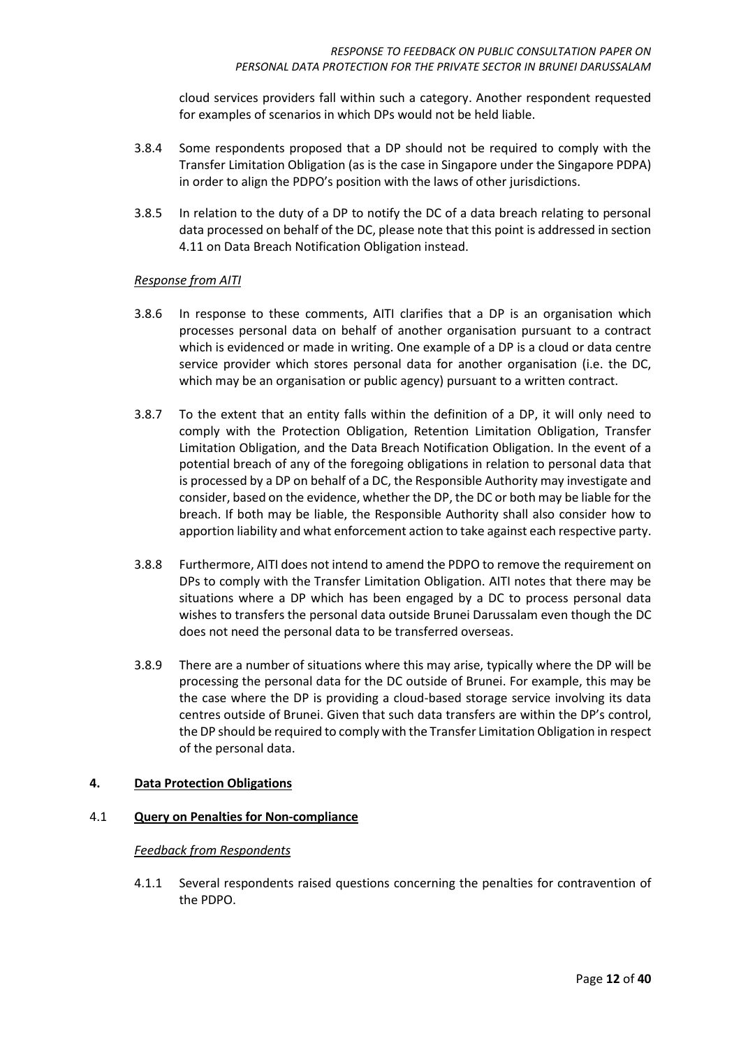cloud services providers fall within such a category. Another respondent requested for examples of scenarios in which DPs would not be held liable.

3.8.4 Some respondents proposed that a DP should not be required to comply with the Transfer Limitation Obligation (as is the case in Singapore under the Singapore PDPA) in order to align the PDPO's position with the laws of other jurisdictions.

3.8.5 In relation to the duty of a DP to notify the DC of a data breach relating to personal data processed on behalf of the DC, please note that this point is addressed in section 4.11 on Data Breach Notification Obligation instead.

*Response from AITI*

3.8.6 In response to these comments, AITI clarifies that a DP is an organisation which processes personal data on behalf of another organisation pursuant to a contract which is evidenced or made in writing. One example of a DP is a cloud or data centre service provider which stores personal data for another organisation (i.e. the DC, which may be an organisation or public agency) pursuant to a written contract.

3.8.7 To the extent that an entity falls within the definition of a DP, it will only need to comply with the Protection Obligation, Retention Limitation Obligation, Transfer Limitation Obligation, and the Data Breach Notification Obligation. In the event of a potential breach of any of the foregoing obligations in relation to personal data that is processed by a DP on behalf of a DC, the Responsible Authority may investigate and consider, based on the evidence, whether the DP, the DC or both may be liable for the breach. If both may be liable, the Responsible Authority shall also consider how to apportion liability and what enforcement action to take against each respective party.

3.8.8 Furthermore, AITI does not intend to amend the PDPO to remove the requirement on DPs to comply with the Transfer Limitation Obligation. AITI notes that there may be situations where a DP which has been engaged by a DC to process personal data wishes to transfers the personal data outside Brunei Darussalam even though the DC does not need the personal data to be transferred overseas.

3.8.9 There are a number of situations where this may arise, typically where the DP will be processing the personal data for the DC outside of Brunei. For example, this may be the case where the DP is providing a cloud-based storage service involving its data centres outside of Brunei. Given that such data transfers are within the DP's control, the DP should be required to comply with the Transfer Limitation Obligation in respect of the personal data.

## 4. Data Protection Obligations

### 4.1 Query on Penalties for Non-compliance

*Feedback from Respondents*

4.1.1 Several respondents raised questions concerning the penalties for contravention of the PDPO.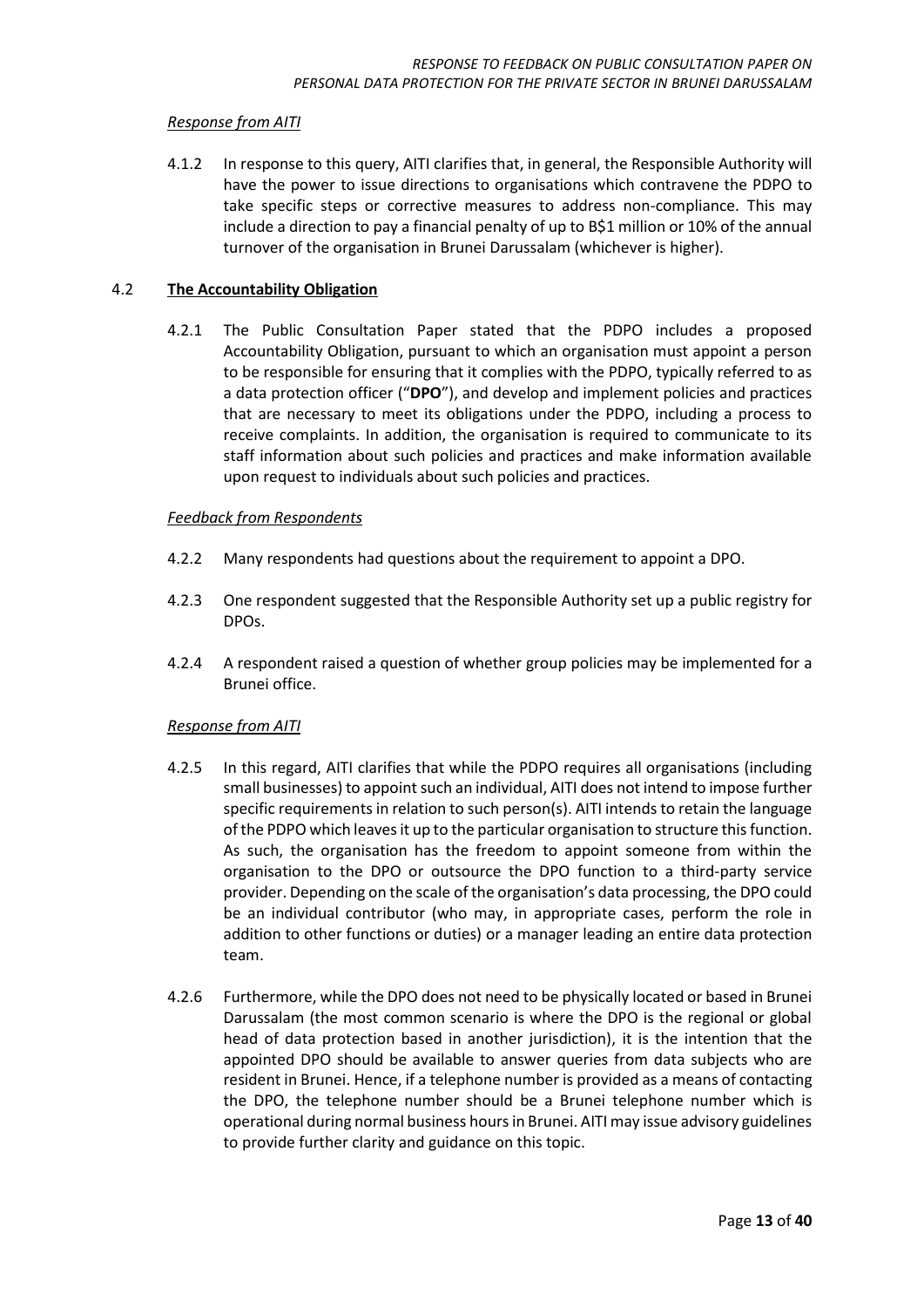*Response from AITI*

4.1.2 In response to this query, AITI clarifies that, in general, the Responsible Authority will have the power to issue directions to organisations which contravene the PDPO to take specific steps or corrective measures to address non-compliance. This may include a direction to pay a financial penalty of up to B$1 million or 10% of the annual turnover of the organisation in Brunei Darussalam (whichever is higher).

## 4.2 The Accountability Obligation

4.2.1 The Public Consultation Paper stated that the PDPO includes a proposed Accountability Obligation, pursuant to which an organisation must appoint a person to be responsible for ensuring that it complies with the PDPO, typically referred to as a data protection officer ("**DPO**"), and develop and implement policies and practices that are necessary to meet its obligations under the PDPO, including a process to receive complaints. In addition, the organisation is required to communicate to its staff information about such policies and practices and make information available upon request to individuals about such policies and practices.

*Feedback from Respondents*

4.2.2 Many respondents had questions about the requirement to appoint a DPO.

4.2.3 One respondent suggested that the Responsible Authority set up a public registry for DPOs.

4.2.4 A respondent raised a question of whether group policies may be implemented for a Brunei office.

*Response from AITI*

4.2.5 In this regard, AITI clarifies that while the PDPO requires all organisations (including small businesses) to appoint such an individual, AITI does not intend to impose further specific requirements in relation to such person(s). AITI intends to retain the language of the PDPO which leaves it up to the particular organisation to structure this function. As such, the organisation has the freedom to appoint someone from within the organisation to the DPO or outsource the DPO function to a third-party service provider. Depending on the scale of the organisation's data processing, the DPO could be an individual contributor (who may, in appropriate cases, perform the role in addition to other functions or duties) or a manager leading an entire data protection team.

4.2.6 Furthermore, while the DPO does not need to be physically located or based in Brunei Darussalam (the most common scenario is where the DPO is the regional or global head of data protection based in another jurisdiction), it is the intention that the appointed DPO should be available to answer queries from data subjects who are resident in Brunei. Hence, if a telephone number is provided as a means of contacting the DPO, the telephone number should be a Brunei telephone number which is operational during normal business hours in Brunei. AITI may issue advisory guidelines to provide further clarity and guidance on this topic.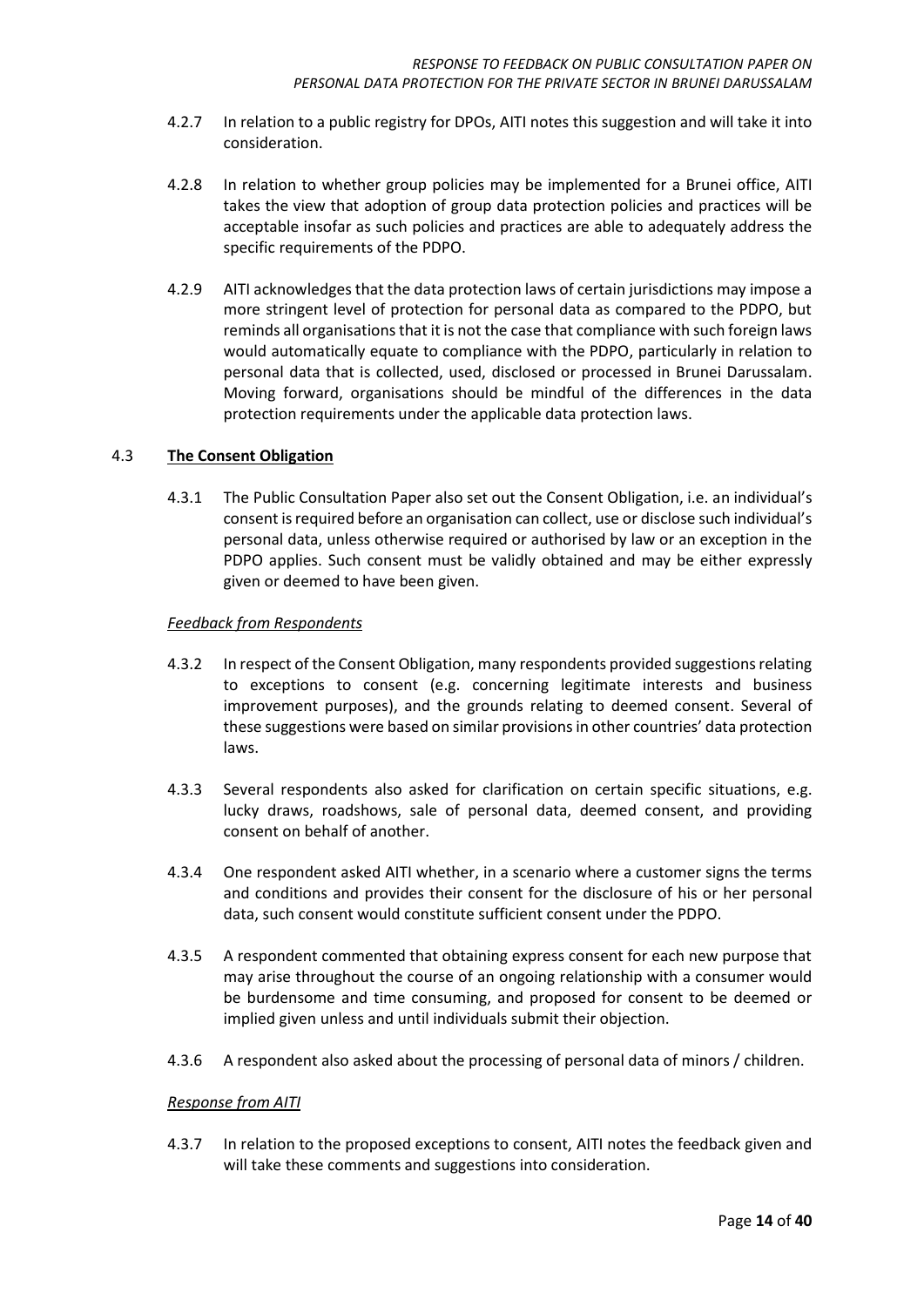4.2.7 In relation to a public registry for DPOs, AITI notes this suggestion and will take it into consideration.

4.2.8 In relation to whether group policies may be implemented for a Brunei office, AITI takes the view that adoption of group data protection policies and practices will be acceptable insofar as such policies and practices are able to adequately address the specific requirements of the PDPO.

4.2.9 AITI acknowledges that the data protection laws of certain jurisdictions may impose a more stringent level of protection for personal data as compared to the PDPO, but reminds all organisations that it is not the case that compliance with such foreign laws would automatically equate to compliance with the PDPO, particularly in relation to personal data that is collected, used, disclosed or processed in Brunei Darussalam. Moving forward, organisations should be mindful of the differences in the data protection requirements under the applicable data protection laws.

### 4.3 <u>The Consent Obligation</u>

4.3.1 The Public Consultation Paper also set out the Consent Obligation, i.e. an individual's consent is required before an organisation can collect, use or disclose such individual's personal data, unless otherwise required or authorised by law or an exception in the PDPO applies. Such consent must be validly obtained and may be either expressly given or deemed to have been given.

*Feedback from Respondents*

4.3.2 In respect of the Consent Obligation, many respondents provided suggestions relating to exceptions to consent (e.g. concerning legitimate interests and business improvement purposes), and the grounds relating to deemed consent. Several of these suggestions were based on similar provisions in other countries' data protection laws.

4.3.3 Several respondents also asked for clarification on certain specific situations, e.g. lucky draws, roadshows, sale of personal data, deemed consent, and providing consent on behalf of another.

4.3.4 One respondent asked AITI whether, in a scenario where a customer signs the terms and conditions and provides their consent for the disclosure of his or her personal data, such consent would constitute sufficient consent under the PDPO.

4.3.5 A respondent commented that obtaining express consent for each new purpose that may arise throughout the course of an ongoing relationship with a consumer would be burdensome and time consuming, and proposed for consent to be deemed or implied given unless and until individuals submit their objection.

4.3.6 A respondent also asked about the processing of personal data of minors / children.

*Response from AITI*

4.3.7 In relation to the proposed exceptions to consent, AITI notes the feedback given and will take these comments and suggestions into consideration.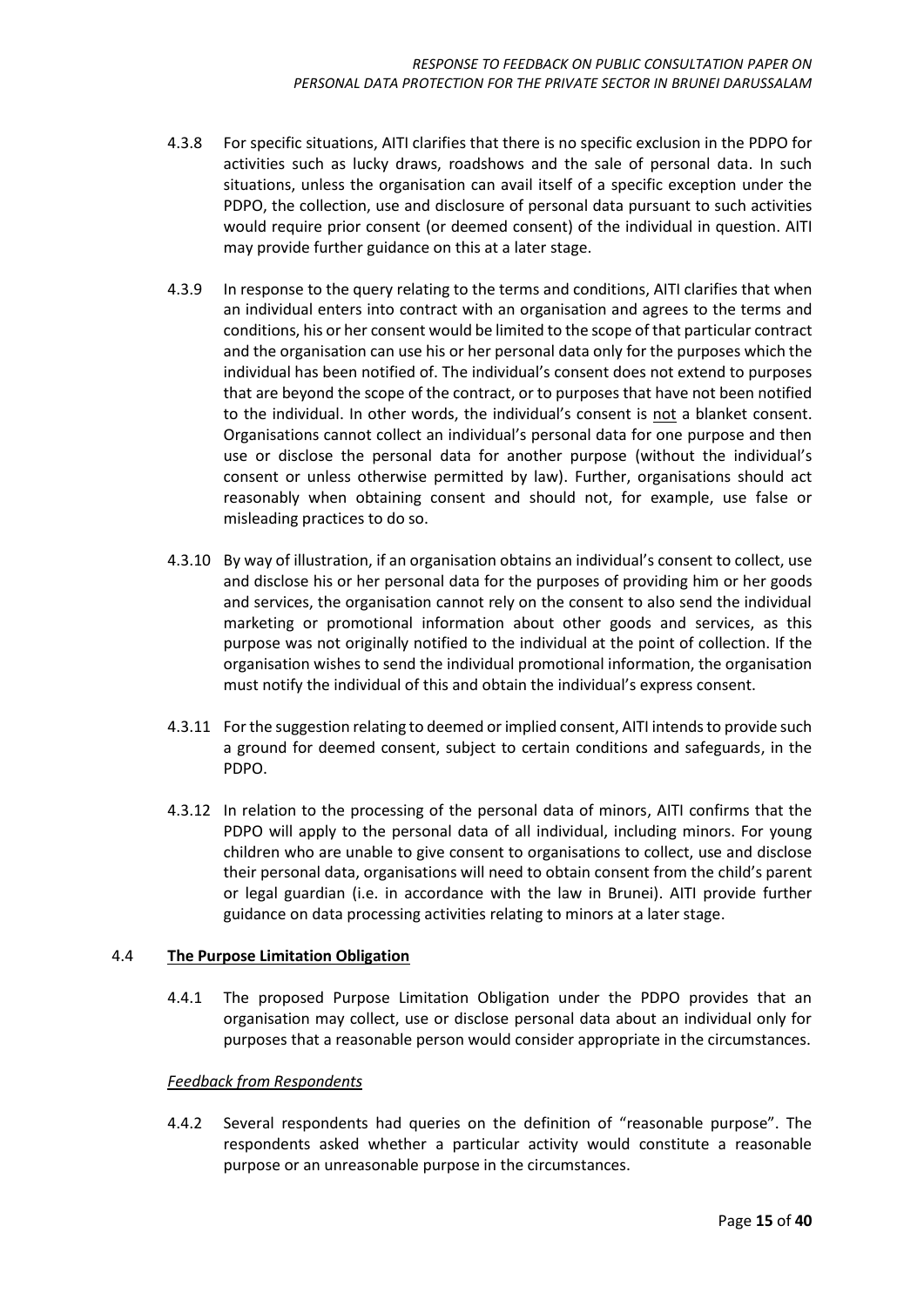4.3.8 For specific situations, AITI clarifies that there is no specific exclusion in the PDPO for activities such as lucky draws, roadshows and the sale of personal data. In such situations, unless the organisation can avail itself of a specific exception under the PDPO, the collection, use and disclosure of personal data pursuant to such activities would require prior consent (or deemed consent) of the individual in question. AITI may provide further guidance on this at a later stage.

4.3.9 In response to the query relating to the terms and conditions, AITI clarifies that when an individual enters into contract with an organisation and agrees to the terms and conditions, his or her consent would be limited to the scope of that particular contract and the organisation can use his or her personal data only for the purposes which the individual has been notified of. The individual's consent does not extend to purposes that are beyond the scope of the contract, or to purposes that have not been notified to the individual. In other words, the individual's consent is <u>not</u> a blanket consent. Organisations cannot collect an individual's personal data for one purpose and then use or disclose the personal data for another purpose (without the individual's consent or unless otherwise permitted by law). Further, organisations should act reasonably when obtaining consent and should not, for example, use false or misleading practices to do so.

4.3.10 By way of illustration, if an organisation obtains an individual's consent to collect, use and disclose his or her personal data for the purposes of providing him or her goods and services, the organisation cannot rely on the consent to also send the individual marketing or promotional information about other goods and services, as this purpose was not originally notified to the individual at the point of collection. If the organisation wishes to send the individual promotional information, the organisation must notify the individual of this and obtain the individual's express consent.

4.3.11 For the suggestion relating to deemed or implied consent, AITI intends to provide such a ground for deemed consent, subject to certain conditions and safeguards, in the PDPO.

4.3.12 In relation to the processing of the personal data of minors, AITI confirms that the PDPO will apply to the personal data of all individual, including minors. For young children who are unable to give consent to organisations to collect, use and disclose their personal data, organisations will need to obtain consent from the child's parent or legal guardian (i.e. in accordance with the law in Brunei). AITI provide further guidance on data processing activities relating to minors at a later stage.

### 4.4 <u>**The Purpose Limitation Obligation**</u>

4.4.1 The proposed Purpose Limitation Obligation under the PDPO provides that an organisation may collect, use or disclose personal data about an individual only for purposes that a reasonable person would consider appropriate in the circumstances.

*<u>Feedback from Respondents</u>*

4.4.2 Several respondents had queries on the definition of "reasonable purpose". The respondents asked whether a particular activity would constitute a reasonable purpose or an unreasonable purpose in the circumstances.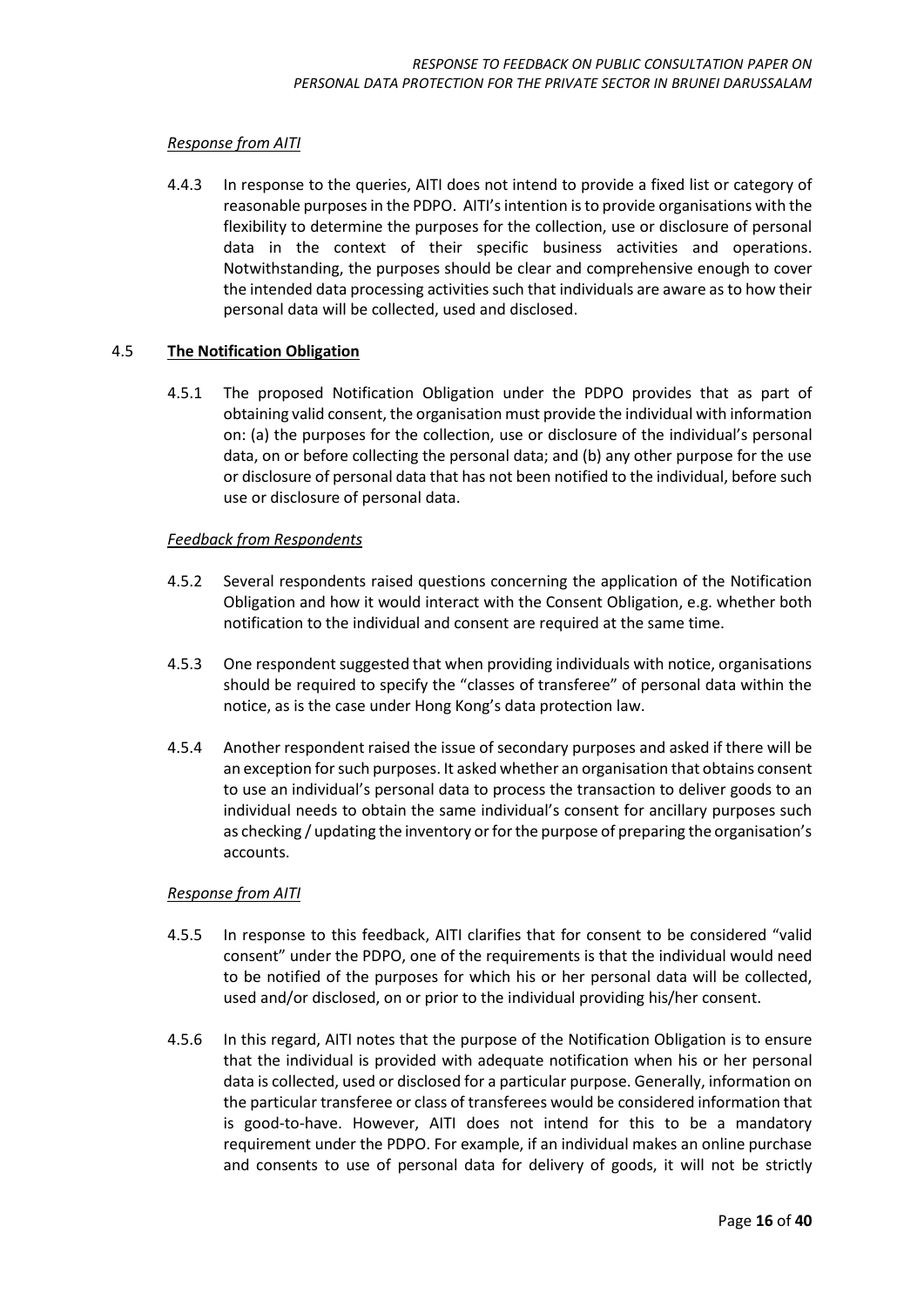*Response from AITI*

4.4.3 In response to the queries, AITI does not intend to provide a fixed list or category of reasonable purposes in the PDPO. AITI's intention is to provide organisations with the flexibility to determine the purposes for the collection, use or disclosure of personal data in the context of their specific business activities and operations. Notwithstanding, the purposes should be clear and comprehensive enough to cover the intended data processing activities such that individuals are aware as to how their personal data will be collected, used and disclosed.

## 4.5 **The Notification Obligation**

4.5.1 The proposed Notification Obligation under the PDPO provides that as part of obtaining valid consent, the organisation must provide the individual with information on: (a) the purposes for the collection, use or disclosure of the individual's personal data, on or before collecting the personal data; and (b) any other purpose for the use or disclosure of personal data that has not been notified to the individual, before such use or disclosure of personal data.

*Feedback from Respondents*

4.5.2 Several respondents raised questions concerning the application of the Notification Obligation and how it would interact with the Consent Obligation, e.g. whether both notification to the individual and consent are required at the same time.

4.5.3 One respondent suggested that when providing individuals with notice, organisations should be required to specify the "classes of transferee" of personal data within the notice, as is the case under Hong Kong's data protection law.

4.5.4 Another respondent raised the issue of secondary purposes and asked if there will be an exception for such purposes. It asked whether an organisation that obtains consent to use an individual's personal data to process the transaction to deliver goods to an individual needs to obtain the same individual's consent for ancillary purposes such as checking / updating the inventory or for the purpose of preparing the organisation's accounts.

*Response from AITI*

4.5.5 In response to this feedback, AITI clarifies that for consent to be considered "valid consent" under the PDPO, one of the requirements is that the individual would need to be notified of the purposes for which his or her personal data will be collected, used and/or disclosed, on or prior to the individual providing his/her consent.

4.5.6 In this regard, AITI notes that the purpose of the Notification Obligation is to ensure that the individual is provided with adequate notification when his or her personal data is collected, used or disclosed for a particular purpose. Generally, information on the particular transferee or class of transferees would be considered information that is good-to-have. However, AITI does not intend for this to be a mandatory requirement under the PDPO. For example, if an individual makes an online purchase and consents to use of personal data for delivery of goods, it will not be strictly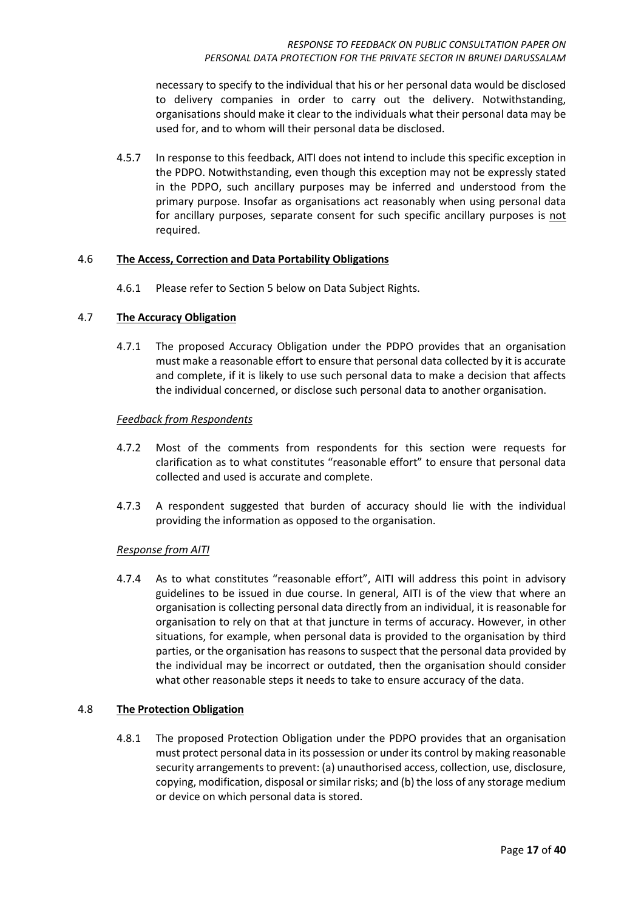necessary to specify to the individual that his or her personal data would be disclosed to delivery companies in order to carry out the delivery. Notwithstanding, organisations should make it clear to the individuals what their personal data may be used for, and to whom will their personal data be disclosed.

4.5.7 In response to this feedback, AITI does not intend to include this specific exception in the PDPO. Notwithstanding, even though this exception may not be expressly stated in the PDPO, such ancillary purposes may be inferred and understood from the primary purpose. Insofar as organisations act reasonably when using personal data for ancillary purposes, separate consent for such specific ancillary purposes is <u>not</u> required.

### 4.6 <u>**The Access, Correction and Data Portability Obligations**</u>

4.6.1 Please refer to Section 5 below on Data Subject Rights.

### 4.7 <u>**The Accuracy Obligation**</u>

4.7.1 The proposed Accuracy Obligation under the PDPO provides that an organisation must make a reasonable effort to ensure that personal data collected by it is accurate and complete, if it is likely to use such personal data to make a decision that affects the individual concerned, or disclose such personal data to another organisation.

<u>*Feedback from Respondents*</u>

4.7.2 Most of the comments from respondents for this section were requests for clarification as to what constitutes "reasonable effort" to ensure that personal data collected and used is accurate and complete.

4.7.3 A respondent suggested that burden of accuracy should lie with the individual providing the information as opposed to the organisation.

<u>*Response from AITI*</u>

4.7.4 As to what constitutes "reasonable effort", AITI will address this point in advisory guidelines to be issued in due course. In general, AITI is of the view that where an organisation is collecting personal data directly from an individual, it is reasonable for organisation to rely on that at that juncture in terms of accuracy. However, in other situations, for example, when personal data is provided to the organisation by third parties, or the organisation has reasons to suspect that the personal data provided by the individual may be incorrect or outdated, then the organisation should consider what other reasonable steps it needs to take to ensure accuracy of the data.

### 4.8 <u>**The Protection Obligation**</u>

4.8.1 The proposed Protection Obligation under the PDPO provides that an organisation must protect personal data in its possession or under its control by making reasonable security arrangements to prevent: (a) unauthorised access, collection, use, disclosure, copying, modification, disposal or similar risks; and (b) the loss of any storage medium or device on which personal data is stored.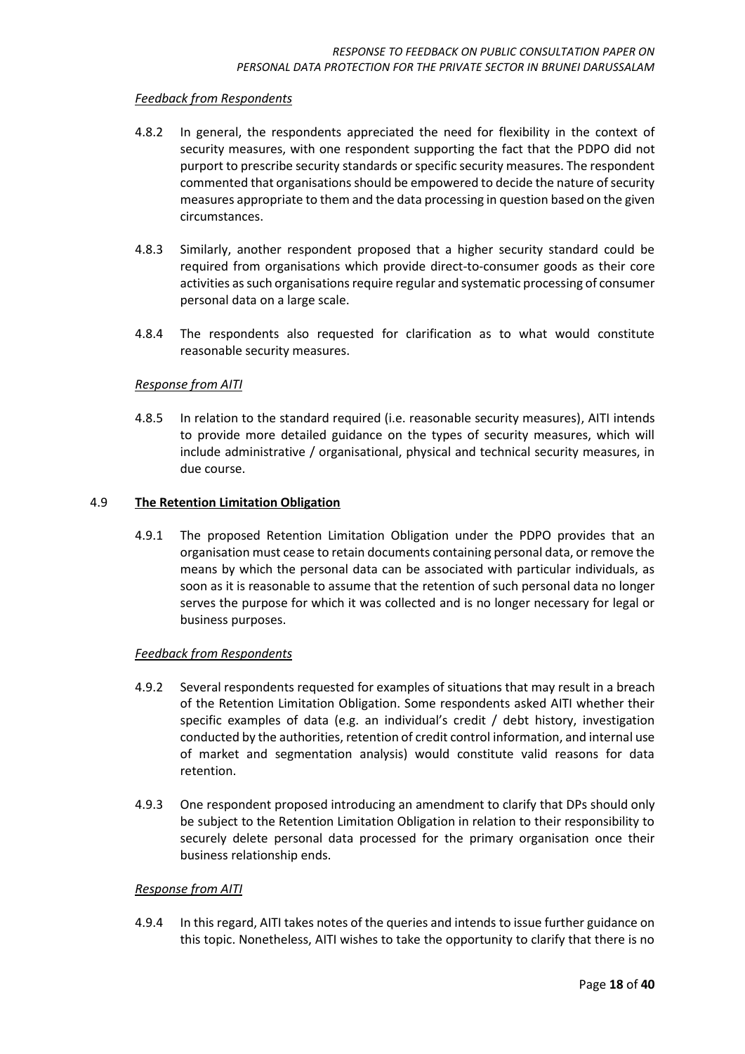*Feedback from Respondents*

4.8.2 In general, the respondents appreciated the need for flexibility in the context of security measures, with one respondent supporting the fact that the PDPO did not purport to prescribe security standards or specific security measures. The respondent commented that organisations should be empowered to decide the nature of security measures appropriate to them and the data processing in question based on the given circumstances.

4.8.3 Similarly, another respondent proposed that a higher security standard could be required from organisations which provide direct-to-consumer goods as their core activities as such organisations require regular and systematic processing of consumer personal data on a large scale.

4.8.4 The respondents also requested for clarification as to what would constitute reasonable security measures.

*Response from AITI*

4.8.5 In relation to the standard required (i.e. reasonable security measures), AITI intends to provide more detailed guidance on the types of security measures, which will include administrative / organisational, physical and technical security measures, in due course.

## 4.9 **The Retention Limitation Obligation**

4.9.1 The proposed Retention Limitation Obligation under the PDPO provides that an organisation must cease to retain documents containing personal data, or remove the means by which the personal data can be associated with particular individuals, as soon as it is reasonable to assume that the retention of such personal data no longer serves the purpose for which it was collected and is no longer necessary for legal or business purposes.

*Feedback from Respondents*

4.9.2 Several respondents requested for examples of situations that may result in a breach of the Retention Limitation Obligation. Some respondents asked AITI whether their specific examples of data (e.g. an individual's credit / debt history, investigation conducted by the authorities, retention of credit control information, and internal use of market and segmentation analysis) would constitute valid reasons for data retention.

4.9.3 One respondent proposed introducing an amendment to clarify that DPs should only be subject to the Retention Limitation Obligation in relation to their responsibility to securely delete personal data processed for the primary organisation once their business relationship ends.

*Response from AITI*

4.9.4 In this regard, AITI takes notes of the queries and intends to issue further guidance on this topic. Nonetheless, AITI wishes to take the opportunity to clarify that there is no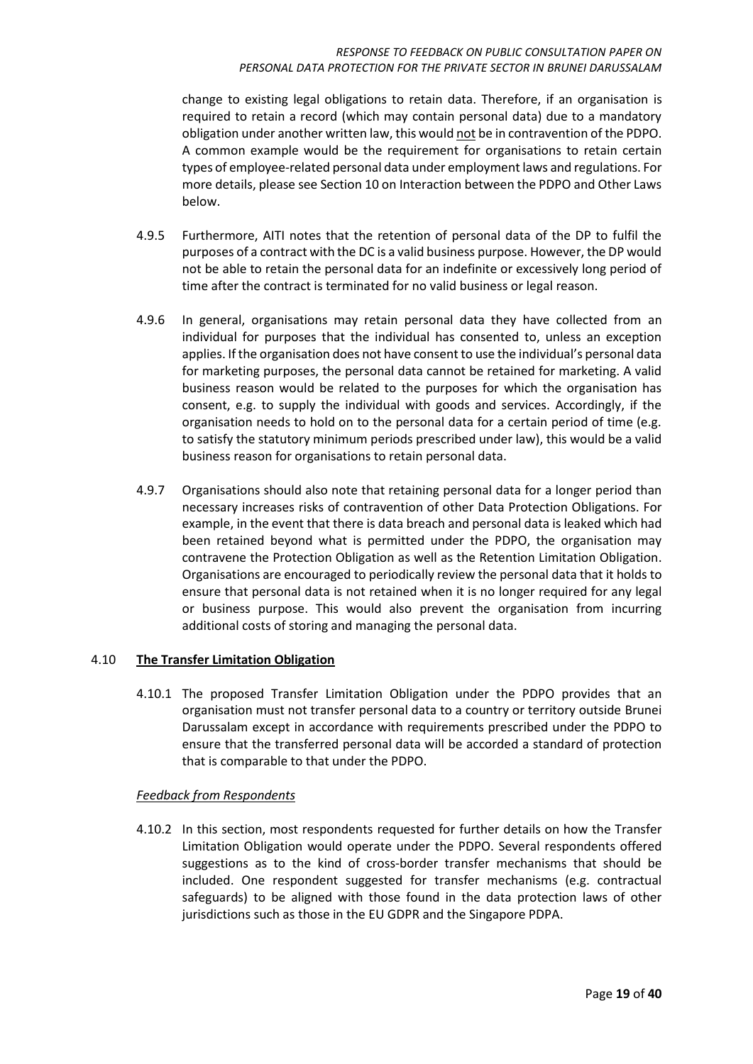change to existing legal obligations to retain data. Therefore, if an organisation is required to retain a record (which may contain personal data) due to a mandatory obligation under another written law, this would not be in contravention of the PDPO. A common example would be the requirement for organisations to retain certain types of employee-related personal data under employment laws and regulations. For more details, please see Section 10 on Interaction between the PDPO and Other Laws below.

4.9.5 Furthermore, AITI notes that the retention of personal data of the DP to fulfil the purposes of a contract with the DC is a valid business purpose. However, the DP would not be able to retain the personal data for an indefinite or excessively long period of time after the contract is terminated for no valid business or legal reason.

4.9.6 In general, organisations may retain personal data they have collected from an individual for purposes that the individual has consented to, unless an exception applies. If the organisation does not have consent to use the individual's personal data for marketing purposes, the personal data cannot be retained for marketing. A valid business reason would be related to the purposes for which the organisation has consent, e.g. to supply the individual with goods and services. Accordingly, if the organisation needs to hold on to the personal data for a certain period of time (e.g. to satisfy the statutory minimum periods prescribed under law), this would be a valid business reason for organisations to retain personal data.

4.9.7 Organisations should also note that retaining personal data for a longer period than necessary increases risks of contravention of other Data Protection Obligations. For example, in the event that there is data breach and personal data is leaked which had been retained beyond what is permitted under the PDPO, the organisation may contravene the Protection Obligation as well as the Retention Limitation Obligation. Organisations are encouraged to periodically review the personal data that it holds to ensure that personal data is not retained when it is no longer required for any legal or business purpose. This would also prevent the organisation from incurring additional costs of storing and managing the personal data.

## 4.10 **The Transfer Limitation Obligation**

4.10.1 The proposed Transfer Limitation Obligation under the PDPO provides that an organisation must not transfer personal data to a country or territory outside Brunei Darussalam except in accordance with requirements prescribed under the PDPO to ensure that the transferred personal data will be accorded a standard of protection that is comparable to that under the PDPO.

*Feedback from Respondents*

4.10.2 In this section, most respondents requested for further details on how the Transfer Limitation Obligation would operate under the PDPO. Several respondents offered suggestions as to the kind of cross-border transfer mechanisms that should be included. One respondent suggested for transfer mechanisms (e.g. contractual safeguards) to be aligned with those found in the data protection laws of other jurisdictions such as those in the EU GDPR and the Singapore PDPA.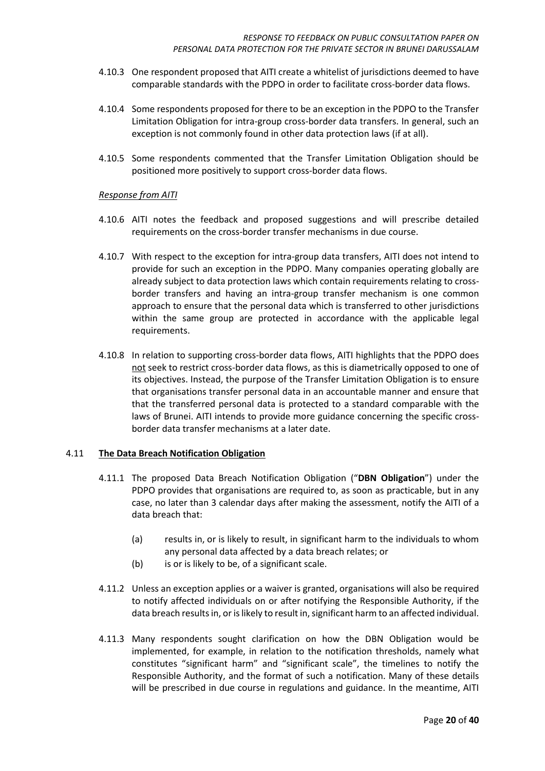4.10.3 One respondent proposed that AITI create a whitelist of jurisdictions deemed to have comparable standards with the PDPO in order to facilitate cross-border data flows.

4.10.4 Some respondents proposed for there to be an exception in the PDPO to the Transfer Limitation Obligation for intra-group cross-border data transfers. In general, such an exception is not commonly found in other data protection laws (if at all).

4.10.5 Some respondents commented that the Transfer Limitation Obligation should be positioned more positively to support cross-border data flows.

*Response from AITI*

4.10.6 AITI notes the feedback and proposed suggestions and will prescribe detailed requirements on the cross-border transfer mechanisms in due course.

4.10.7 With respect to the exception for intra-group data transfers, AITI does not intend to provide for such an exception in the PDPO. Many companies operating globally are already subject to data protection laws which contain requirements relating to cross-border transfers and having an intra-group transfer mechanism is one common approach to ensure that the personal data which is transferred to other jurisdictions within the same group are protected in accordance with the applicable legal requirements.

4.10.8 In relation to supporting cross-border data flows, AITI highlights that the PDPO does not seek to restrict cross-border data flows, as this is diametrically opposed to one of its objectives. Instead, the purpose of the Transfer Limitation Obligation is to ensure that organisations transfer personal data in an accountable manner and ensure that that the transferred personal data is protected to a standard comparable with the laws of Brunei. AITI intends to provide more guidance concerning the specific cross-border data transfer mechanisms at a later date.

### 4.11 The Data Breach Notification Obligation

4.11.1 The proposed Data Breach Notification Obligation ("**DBN Obligation**") under the PDPO provides that organisations are required to, as soon as practicable, but in any case, no later than 3 calendar days after making the assessment, notify the AITI of a data breach that:

(a) results in, or is likely to result, in significant harm to the individuals to whom any personal data affected by a data breach relates; or

(b) is or is likely to be, of a significant scale.

4.11.2 Unless an exception applies or a waiver is granted, organisations will also be required to notify affected individuals on or after notifying the Responsible Authority, if the data breach results in, or is likely to result in, significant harm to an affected individual.

4.11.3 Many respondents sought clarification on how the DBN Obligation would be implemented, for example, in relation to the notification thresholds, namely what constitutes "significant harm" and "significant scale", the timelines to notify the Responsible Authority, and the format of such a notification. Many of these details will be prescribed in due course in regulations and guidance. In the meantime, AITI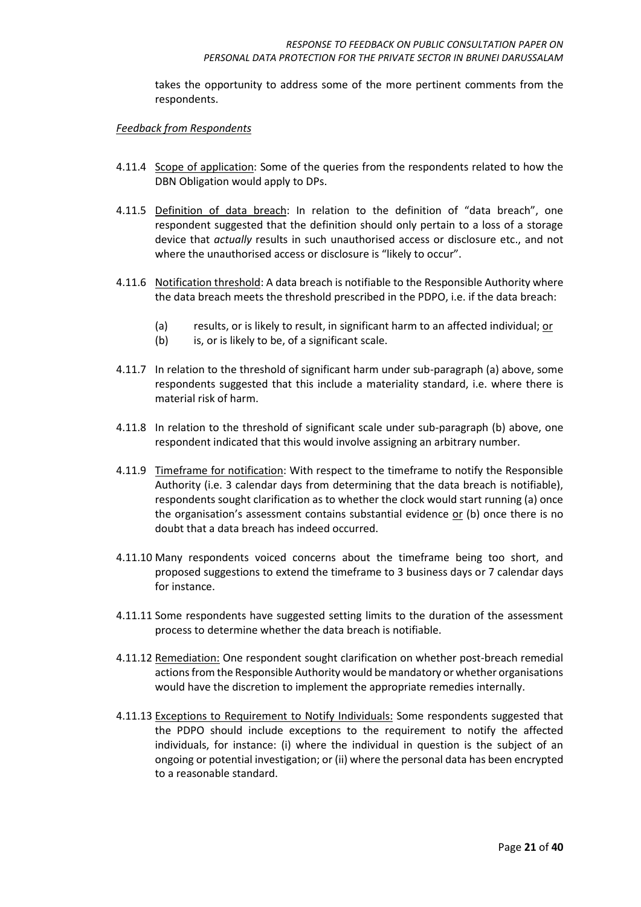takes the opportunity to address some of the more pertinent comments from the respondents.

*Feedback from Respondents*

4.11.4 Scope of application: Some of the queries from the respondents related to how the DBN Obligation would apply to DPs.

4.11.5 Definition of data breach: In relation to the definition of "data breach", one respondent suggested that the definition should only pertain to a loss of a storage device that *actually* results in such unauthorised access or disclosure etc., and not where the unauthorised access or disclosure is "likely to occur".

4.11.6 Notification threshold: A data breach is notifiable to the Responsible Authority where the data breach meets the threshold prescribed in the PDPO, i.e. if the data breach:

(a) results, or is likely to result, in significant harm to an affected individual; or
(b) is, or is likely to be, of a significant scale.

4.11.7 In relation to the threshold of significant harm under sub-paragraph (a) above, some respondents suggested that this include a materiality standard, i.e. where there is material risk of harm.

4.11.8 In relation to the threshold of significant scale under sub-paragraph (b) above, one respondent indicated that this would involve assigning an arbitrary number.

4.11.9 Timeframe for notification: With respect to the timeframe to notify the Responsible Authority (i.e. 3 calendar days from determining that the data breach is notifiable), respondents sought clarification as to whether the clock would start running (a) once the organisation's assessment contains substantial evidence or (b) once there is no doubt that a data breach has indeed occurred.

4.11.10 Many respondents voiced concerns about the timeframe being too short, and proposed suggestions to extend the timeframe to 3 business days or 7 calendar days for instance.

4.11.11 Some respondents have suggested setting limits to the duration of the assessment process to determine whether the data breach is notifiable.

4.11.12 Remediation: One respondent sought clarification on whether post-breach remedial actions from the Responsible Authority would be mandatory or whether organisations would have the discretion to implement the appropriate remedies internally.

4.11.13 Exceptions to Requirement to Notify Individuals: Some respondents suggested that the PDPO should include exceptions to the requirement to notify the affected individuals, for instance: (i) where the individual in question is the subject of an ongoing or potential investigation; or (ii) where the personal data has been encrypted to a reasonable standard.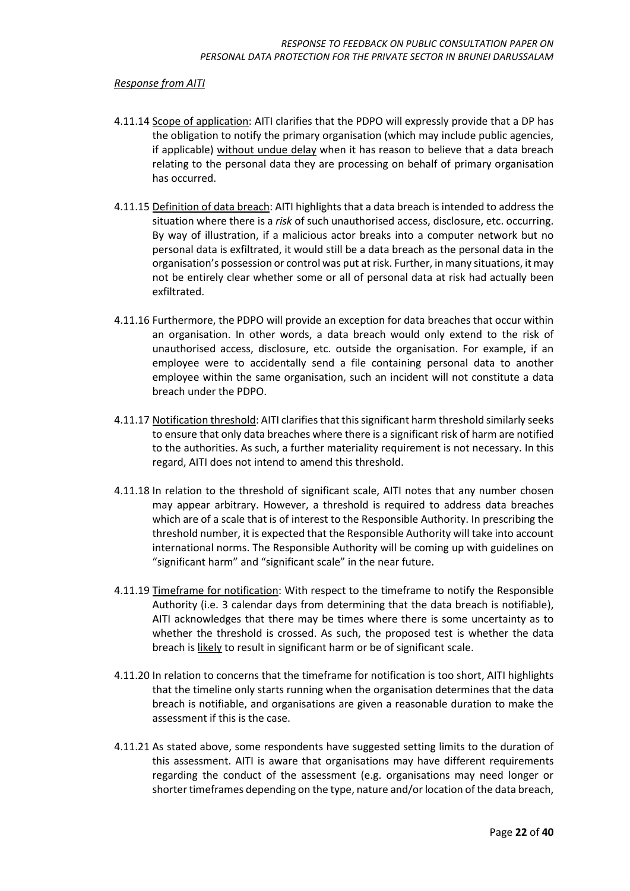*Response from AITI*

4.11.14 Scope of application: AITI clarifies that the PDPO will expressly provide that a DP has the obligation to notify the primary organisation (which may include public agencies, if applicable) without undue delay when it has reason to believe that a data breach relating to the personal data they are processing on behalf of primary organisation has occurred.

4.11.15 Definition of data breach: AITI highlights that a data breach is intended to address the situation where there is a *risk* of such unauthorised access, disclosure, etc. occurring. By way of illustration, if a malicious actor breaks into a computer network but no personal data is exfiltrated, it would still be a data breach as the personal data in the organisation's possession or control was put at risk. Further, in many situations, it may not be entirely clear whether some or all of personal data at risk had actually been exfiltrated.

4.11.16 Furthermore, the PDPO will provide an exception for data breaches that occur within an organisation. In other words, a data breach would only extend to the risk of unauthorised access, disclosure, etc. outside the organisation. For example, if an employee were to accidentally send a file containing personal data to another employee within the same organisation, such an incident will not constitute a data breach under the PDPO.

4.11.17 Notification threshold: AITI clarifies that this significant harm threshold similarly seeks to ensure that only data breaches where there is a significant risk of harm are notified to the authorities. As such, a further materiality requirement is not necessary. In this regard, AITI does not intend to amend this threshold.

4.11.18 In relation to the threshold of significant scale, AITI notes that any number chosen may appear arbitrary. However, a threshold is required to address data breaches which are of a scale that is of interest to the Responsible Authority. In prescribing the threshold number, it is expected that the Responsible Authority will take into account international norms. The Responsible Authority will be coming up with guidelines on "significant harm" and "significant scale" in the near future.

4.11.19 Timeframe for notification: With respect to the timeframe to notify the Responsible Authority (i.e. 3 calendar days from determining that the data breach is notifiable), AITI acknowledges that there may be times where there is some uncertainty as to whether the threshold is crossed. As such, the proposed test is whether the data breach is likely to result in significant harm or be of significant scale.

4.11.20 In relation to concerns that the timeframe for notification is too short, AITI highlights that the timeline only starts running when the organisation determines that the data breach is notifiable, and organisations are given a reasonable duration to make the assessment if this is the case.

4.11.21 As stated above, some respondents have suggested setting limits to the duration of this assessment. AITI is aware that organisations may have different requirements regarding the conduct of the assessment (e.g. organisations may need longer or shorter timeframes depending on the type, nature and/or location of the data breach,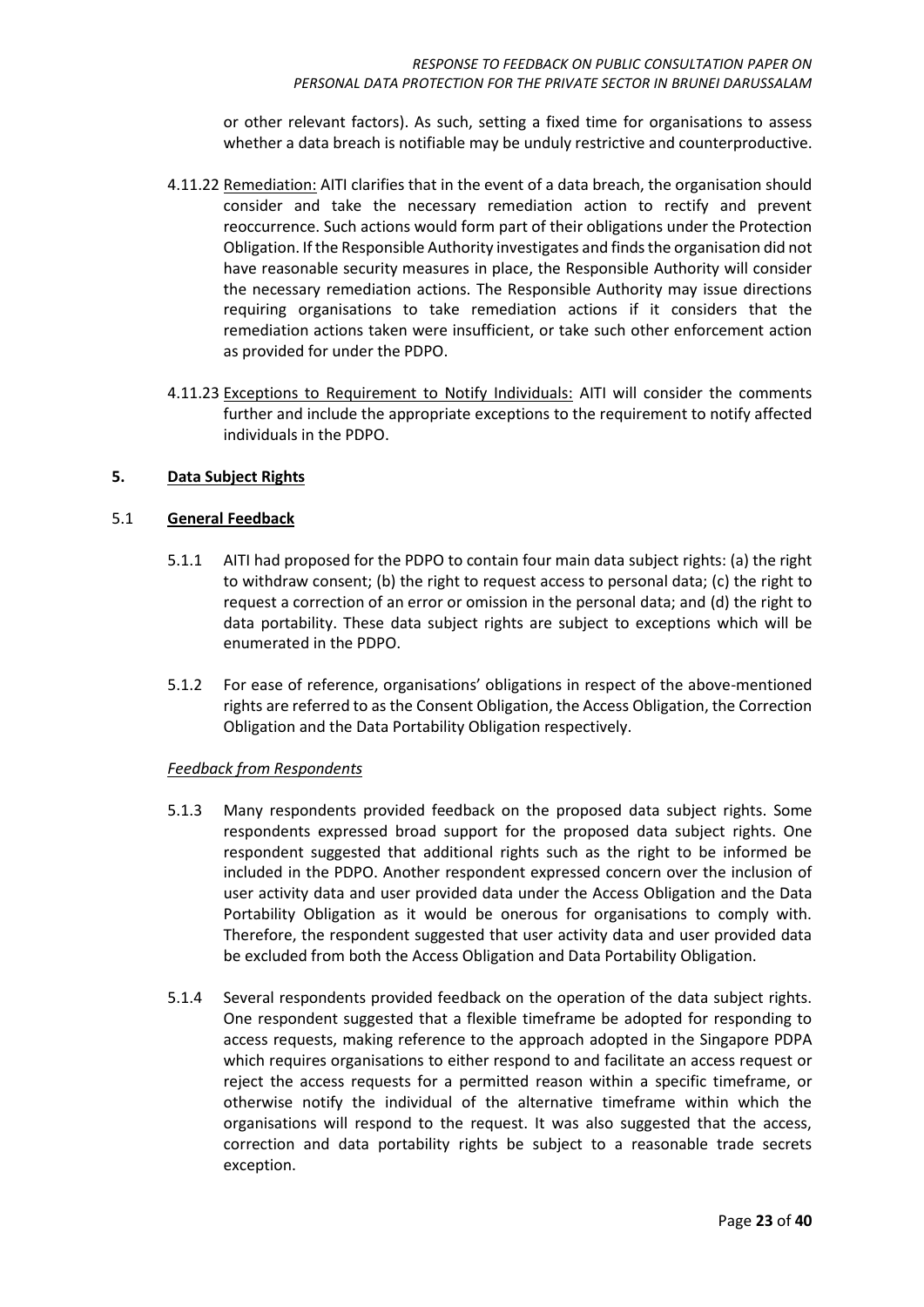or other relevant factors). As such, setting a fixed time for organisations to assess whether a data breach is notifiable may be unduly restrictive and counterproductive.

4.11.22 Remediation: AITI clarifies that in the event of a data breach, the organisation should consider and take the necessary remediation action to rectify and prevent reoccurrence. Such actions would form part of their obligations under the Protection Obligation. If the Responsible Authority investigates and finds the organisation did not have reasonable security measures in place, the Responsible Authority will consider the necessary remediation actions. The Responsible Authority may issue directions requiring organisations to take remediation actions if it considers that the remediation actions taken were insufficient, or take such other enforcement action as provided for under the PDPO.

4.11.23 Exceptions to Requirement to Notify Individuals: AITI will consider the comments further and include the appropriate exceptions to the requirement to notify affected individuals in the PDPO.

## 5. Data Subject Rights

### 5.1 General Feedback

5.1.1 AITI had proposed for the PDPO to contain four main data subject rights: (a) the right to withdraw consent; (b) the right to request access to personal data; (c) the right to request a correction of an error or omission in the personal data; and (d) the right to data portability. These data subject rights are subject to exceptions which will be enumerated in the PDPO.

5.1.2 For ease of reference, organisations' obligations in respect of the above-mentioned rights are referred to as the Consent Obligation, the Access Obligation, the Correction Obligation and the Data Portability Obligation respectively.

*Feedback from Respondents*

5.1.3 Many respondents provided feedback on the proposed data subject rights. Some respondents expressed broad support for the proposed data subject rights. One respondent suggested that additional rights such as the right to be informed be included in the PDPO. Another respondent expressed concern over the inclusion of user activity data and user provided data under the Access Obligation and the Data Portability Obligation as it would be onerous for organisations to comply with. Therefore, the respondent suggested that user activity data and user provided data be excluded from both the Access Obligation and Data Portability Obligation.

5.1.4 Several respondents provided feedback on the operation of the data subject rights. One respondent suggested that a flexible timeframe be adopted for responding to access requests, making reference to the approach adopted in the Singapore PDPA which requires organisations to either respond to and facilitate an access request or reject the access requests for a permitted reason within a specific timeframe, or otherwise notify the individual of the alternative timeframe within which the organisations will respond to the request. It was also suggested that the access, correction and data portability rights be subject to a reasonable trade secrets exception.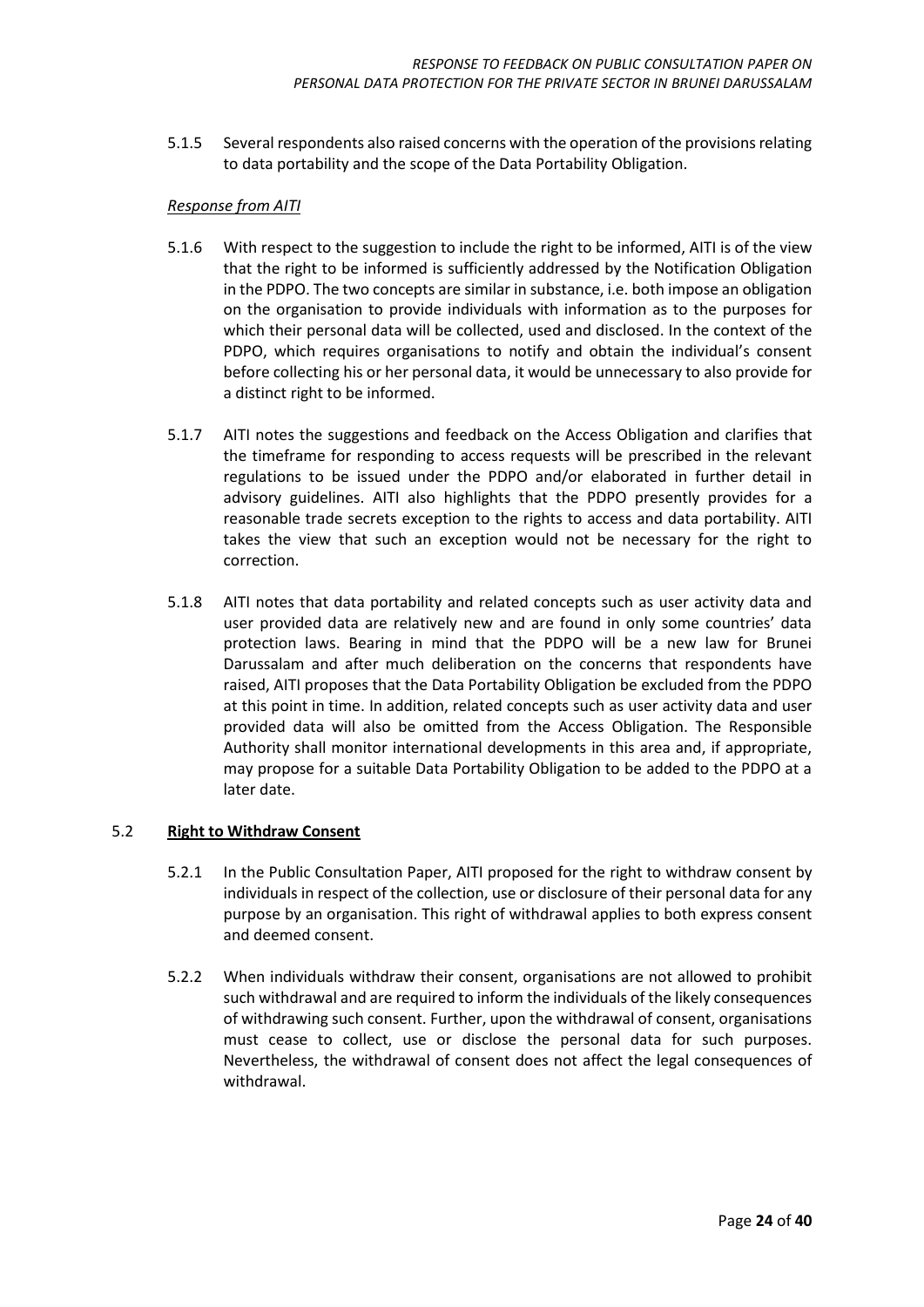5.1.5 Several respondents also raised concerns with the operation of the provisions relating to data portability and the scope of the Data Portability Obligation.

*Response from AITI*

5.1.6 With respect to the suggestion to include the right to be informed, AITI is of the view that the right to be informed is sufficiently addressed by the Notification Obligation in the PDPO. The two concepts are similar in substance, i.e. both impose an obligation on the organisation to provide individuals with information as to the purposes for which their personal data will be collected, used and disclosed. In the context of the PDPO, which requires organisations to notify and obtain the individual's consent before collecting his or her personal data, it would be unnecessary to also provide for a distinct right to be informed.

5.1.7 AITI notes the suggestions and feedback on the Access Obligation and clarifies that the timeframe for responding to access requests will be prescribed in the relevant regulations to be issued under the PDPO and/or elaborated in further detail in advisory guidelines. AITI also highlights that the PDPO presently provides for a reasonable trade secrets exception to the rights to access and data portability. AITI takes the view that such an exception would not be necessary for the right to correction.

5.1.8 AITI notes that data portability and related concepts such as user activity data and user provided data are relatively new and are found in only some countries' data protection laws. Bearing in mind that the PDPO will be a new law for Brunei Darussalam and after much deliberation on the concerns that respondents have raised, AITI proposes that the Data Portability Obligation be excluded from the PDPO at this point in time. In addition, related concepts such as user activity data and user provided data will also be omitted from the Access Obligation. The Responsible Authority shall monitor international developments in this area and, if appropriate, may propose for a suitable Data Portability Obligation to be added to the PDPO at a later date.

## 5.2 Right to Withdraw Consent

5.2.1 In the Public Consultation Paper, AITI proposed for the right to withdraw consent by individuals in respect of the collection, use or disclosure of their personal data for any purpose by an organisation. This right of withdrawal applies to both express consent and deemed consent.

5.2.2 When individuals withdraw their consent, organisations are not allowed to prohibit such withdrawal and are required to inform the individuals of the likely consequences of withdrawing such consent. Further, upon the withdrawal of consent, organisations must cease to collect, use or disclose the personal data for such purposes. Nevertheless, the withdrawal of consent does not affect the legal consequences of withdrawal.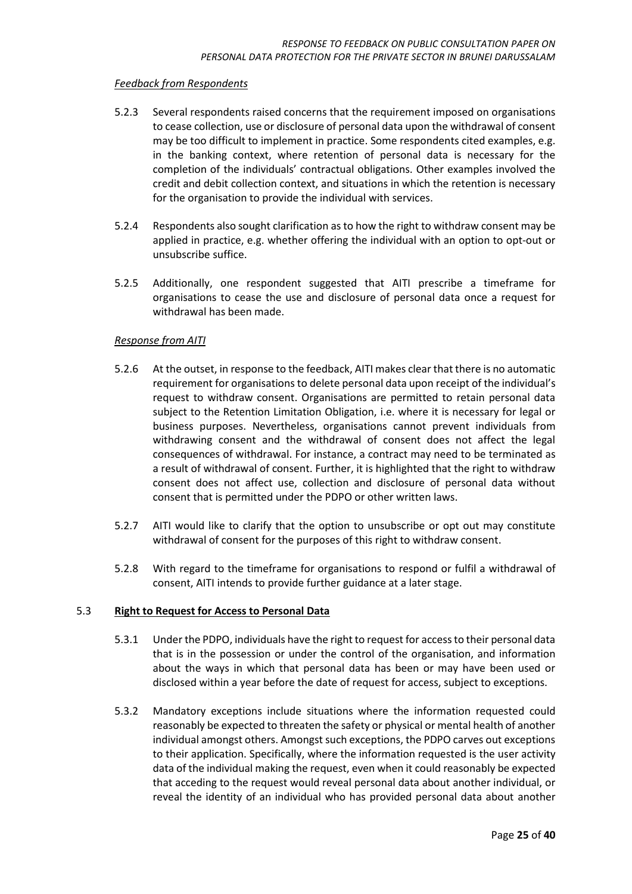*Feedback from Respondents*

5.2.3 Several respondents raised concerns that the requirement imposed on organisations to cease collection, use or disclosure of personal data upon the withdrawal of consent may be too difficult to implement in practice. Some respondents cited examples, e.g. in the banking context, where retention of personal data is necessary for the completion of the individuals' contractual obligations. Other examples involved the credit and debit collection context, and situations in which the retention is necessary for the organisation to provide the individual with services.

5.2.4 Respondents also sought clarification as to how the right to withdraw consent may be applied in practice, e.g. whether offering the individual with an option to opt-out or unsubscribe suffice.

5.2.5 Additionally, one respondent suggested that AITI prescribe a timeframe for organisations to cease the use and disclosure of personal data once a request for withdrawal has been made.

*Response from AITI*

5.2.6 At the outset, in response to the feedback, AITI makes clear that there is no automatic requirement for organisations to delete personal data upon receipt of the individual's request to withdraw consent. Organisations are permitted to retain personal data subject to the Retention Limitation Obligation, i.e. where it is necessary for legal or business purposes. Nevertheless, organisations cannot prevent individuals from withdrawing consent and the withdrawal of consent does not affect the legal consequences of withdrawal. For instance, a contract may need to be terminated as a result of withdrawal of consent. Further, it is highlighted that the right to withdraw consent does not affect use, collection and disclosure of personal data without consent that is permitted under the PDPO or other written laws.

5.2.7 AITI would like to clarify that the option to unsubscribe or opt out may constitute withdrawal of consent for the purposes of this right to withdraw consent.

5.2.8 With regard to the timeframe for organisations to respond or fulfil a withdrawal of consent, AITI intends to provide further guidance at a later stage.

### 5.3 Right to Request for Access to Personal Data

5.3.1 Under the PDPO, individuals have the right to request for access to their personal data that is in the possession or under the control of the organisation, and information about the ways in which that personal data has been or may have been used or disclosed within a year before the date of request for access, subject to exceptions.

5.3.2 Mandatory exceptions include situations where the information requested could reasonably be expected to threaten the safety or physical or mental health of another individual amongst others. Amongst such exceptions, the PDPO carves out exceptions to their application. Specifically, where the information requested is the user activity data of the individual making the request, even when it could reasonably be expected that acceding to the request would reveal personal data about another individual, or reveal the identity of an individual who has provided personal data about another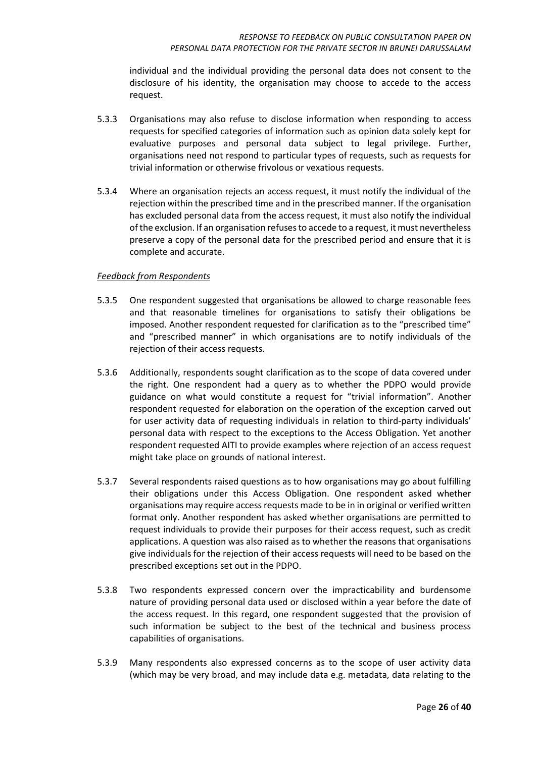individual and the individual providing the personal data does not consent to the disclosure of his identity, the organisation may choose to accede to the access request.

5.3.3 Organisations may also refuse to disclose information when responding to access requests for specified categories of information such as opinion data solely kept for evaluative purposes and personal data subject to legal privilege. Further, organisations need not respond to particular types of requests, such as requests for trivial information or otherwise frivolous or vexatious requests.

5.3.4 Where an organisation rejects an access request, it must notify the individual of the rejection within the prescribed time and in the prescribed manner. If the organisation has excluded personal data from the access request, it must also notify the individual of the exclusion. If an organisation refuses to accede to a request, it must nevertheless preserve a copy of the personal data for the prescribed period and ensure that it is complete and accurate.

*Feedback from Respondents*

5.3.5 One respondent suggested that organisations be allowed to charge reasonable fees and that reasonable timelines for organisations to satisfy their obligations be imposed. Another respondent requested for clarification as to the "prescribed time" and "prescribed manner" in which organisations are to notify individuals of the rejection of their access requests.

5.3.6 Additionally, respondents sought clarification as to the scope of data covered under the right. One respondent had a query as to whether the PDPO would provide guidance on what would constitute a request for "trivial information". Another respondent requested for elaboration on the operation of the exception carved out for user activity data of requesting individuals in relation to third-party individuals' personal data with respect to the exceptions to the Access Obligation. Yet another respondent requested AITI to provide examples where rejection of an access request might take place on grounds of national interest.

5.3.7 Several respondents raised questions as to how organisations may go about fulfilling their obligations under this Access Obligation. One respondent asked whether organisations may require access requests made to be in in original or verified written format only. Another respondent has asked whether organisations are permitted to request individuals to provide their purposes for their access request, such as credit applications. A question was also raised as to whether the reasons that organisations give individuals for the rejection of their access requests will need to be based on the prescribed exceptions set out in the PDPO.

5.3.8 Two respondents expressed concern over the impracticability and burdensome nature of providing personal data used or disclosed within a year before the date of the access request. In this regard, one respondent suggested that the provision of such information be subject to the best of the technical and business process capabilities of organisations.

5.3.9 Many respondents also expressed concerns as to the scope of user activity data (which may be very broad, and may include data e.g. metadata, data relating to the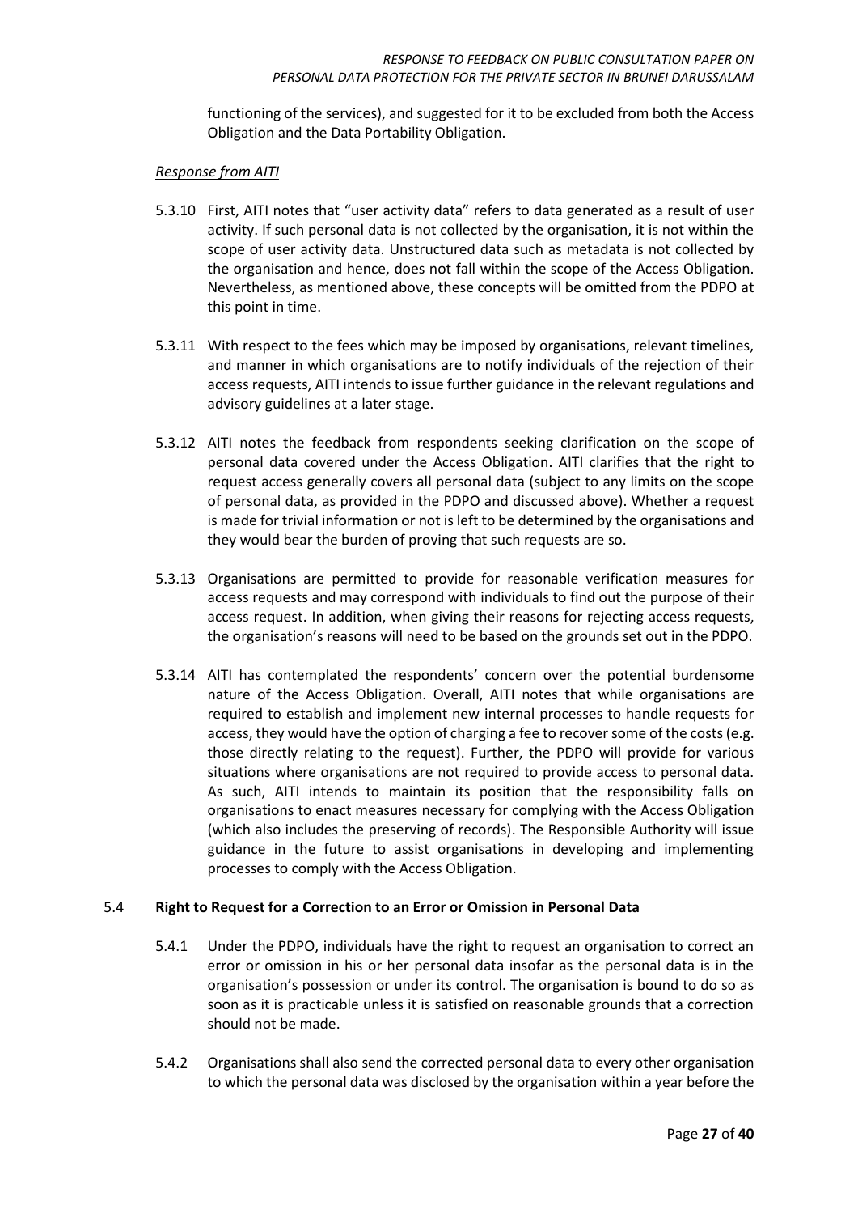functioning of the services), and suggested for it to be excluded from both the Access Obligation and the Data Portability Obligation.

*Response from AITI*

5.3.10 First, AITI notes that "user activity data" refers to data generated as a result of user activity. If such personal data is not collected by the organisation, it is not within the scope of user activity data. Unstructured data such as metadata is not collected by the organisation and hence, does not fall within the scope of the Access Obligation. Nevertheless, as mentioned above, these concepts will be omitted from the PDPO at this point in time.

5.3.11 With respect to the fees which may be imposed by organisations, relevant timelines, and manner in which organisations are to notify individuals of the rejection of their access requests, AITI intends to issue further guidance in the relevant regulations and advisory guidelines at a later stage.

5.3.12 AITI notes the feedback from respondents seeking clarification on the scope of personal data covered under the Access Obligation. AITI clarifies that the right to request access generally covers all personal data (subject to any limits on the scope of personal data, as provided in the PDPO and discussed above). Whether a request is made for trivial information or not is left to be determined by the organisations and they would bear the burden of proving that such requests are so.

5.3.13 Organisations are permitted to provide for reasonable verification measures for access requests and may correspond with individuals to find out the purpose of their access request. In addition, when giving their reasons for rejecting access requests, the organisation's reasons will need to be based on the grounds set out in the PDPO.

5.3.14 AITI has contemplated the respondents' concern over the potential burdensome nature of the Access Obligation. Overall, AITI notes that while organisations are required to establish and implement new internal processes to handle requests for access, they would have the option of charging a fee to recover some of the costs (e.g. those directly relating to the request). Further, the PDPO will provide for various situations where organisations are not required to provide access to personal data. As such, AITI intends to maintain its position that the responsibility falls on organisations to enact measures necessary for complying with the Access Obligation (which also includes the preserving of records). The Responsible Authority will issue guidance in the future to assist organisations in developing and implementing processes to comply with the Access Obligation.

## 5.4 Right to Request for a Correction to an Error or Omission in Personal Data

5.4.1 Under the PDPO, individuals have the right to request an organisation to correct an error or omission in his or her personal data insofar as the personal data is in the organisation's possession or under its control. The organisation is bound to do so as soon as it is practicable unless it is satisfied on reasonable grounds that a correction should not be made.

5.4.2 Organisations shall also send the corrected personal data to every other organisation to which the personal data was disclosed by the organisation within a year before the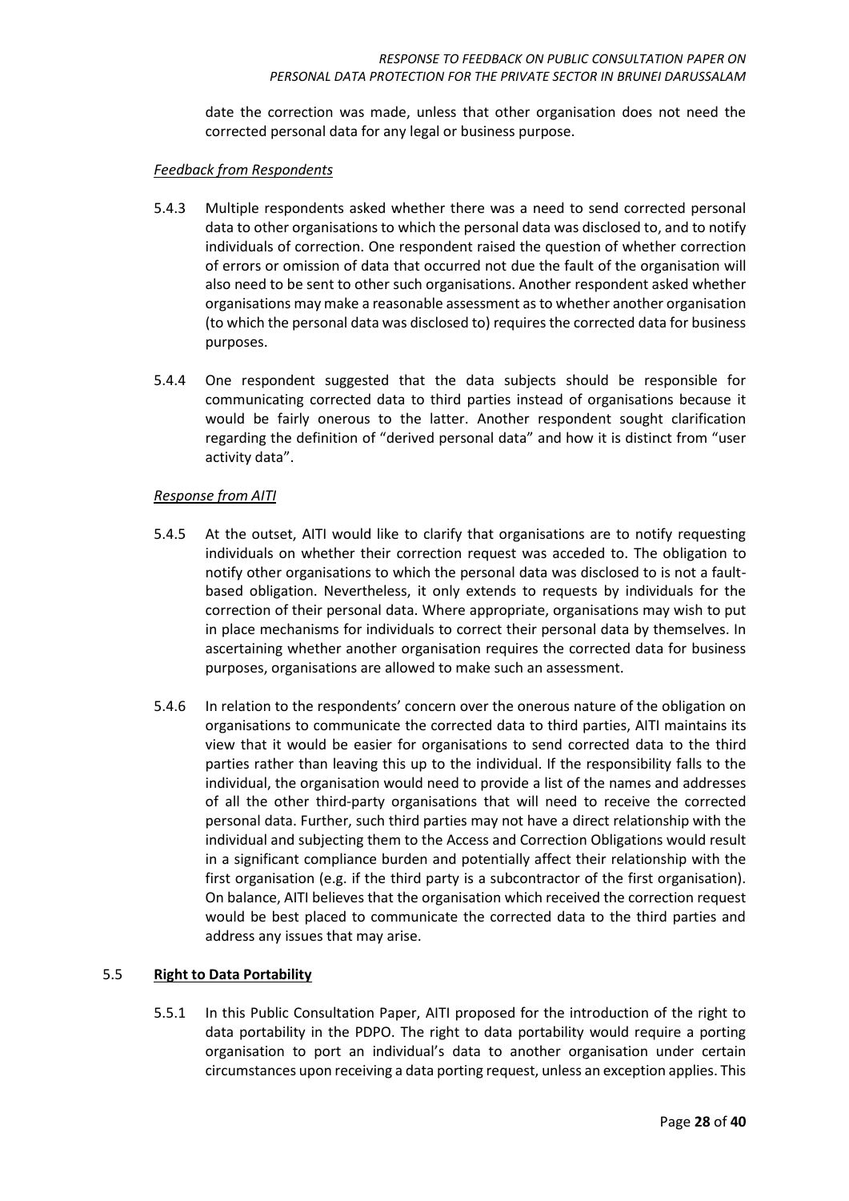date the correction was made, unless that other organisation does not need the corrected personal data for any legal or business purpose.

*Feedback from Respondents*

5.4.3 Multiple respondents asked whether there was a need to send corrected personal data to other organisations to which the personal data was disclosed to, and to notify individuals of correction. One respondent raised the question of whether correction of errors or omission of data that occurred not due the fault of the organisation will also need to be sent to other such organisations. Another respondent asked whether organisations may make a reasonable assessment as to whether another organisation (to which the personal data was disclosed to) requires the corrected data for business purposes.

5.4.4 One respondent suggested that the data subjects should be responsible for communicating corrected data to third parties instead of organisations because it would be fairly onerous to the latter. Another respondent sought clarification regarding the definition of "derived personal data" and how it is distinct from "user activity data".

*Response from AITI*

5.4.5 At the outset, AITI would like to clarify that organisations are to notify requesting individuals on whether their correction request was acceded to. The obligation to notify other organisations to which the personal data was disclosed to is not a fault-based obligation. Nevertheless, it only extends to requests by individuals for the correction of their personal data. Where appropriate, organisations may wish to put in place mechanisms for individuals to correct their personal data by themselves. In ascertaining whether another organisation requires the corrected data for business purposes, organisations are allowed to make such an assessment.

5.4.6 In relation to the respondents' concern over the onerous nature of the obligation on organisations to communicate the corrected data to third parties, AITI maintains its view that it would be easier for organisations to send corrected data to the third parties rather than leaving this up to the individual. If the responsibility falls to the individual, the organisation would need to provide a list of the names and addresses of all the other third-party organisations that will need to receive the corrected personal data. Further, such third parties may not have a direct relationship with the individual and subjecting them to the Access and Correction Obligations would result in a significant compliance burden and potentially affect their relationship with the first organisation (e.g. if the third party is a subcontractor of the first organisation). On balance, AITI believes that the organisation which received the correction request would be best placed to communicate the corrected data to the third parties and address any issues that may arise.

### 5.5 Right to Data Portability

5.5.1 In this Public Consultation Paper, AITI proposed for the introduction of the right to data portability in the PDPO. The right to data portability would require a porting organisation to port an individual's data to another organisation under certain circumstances upon receiving a data porting request, unless an exception applies. This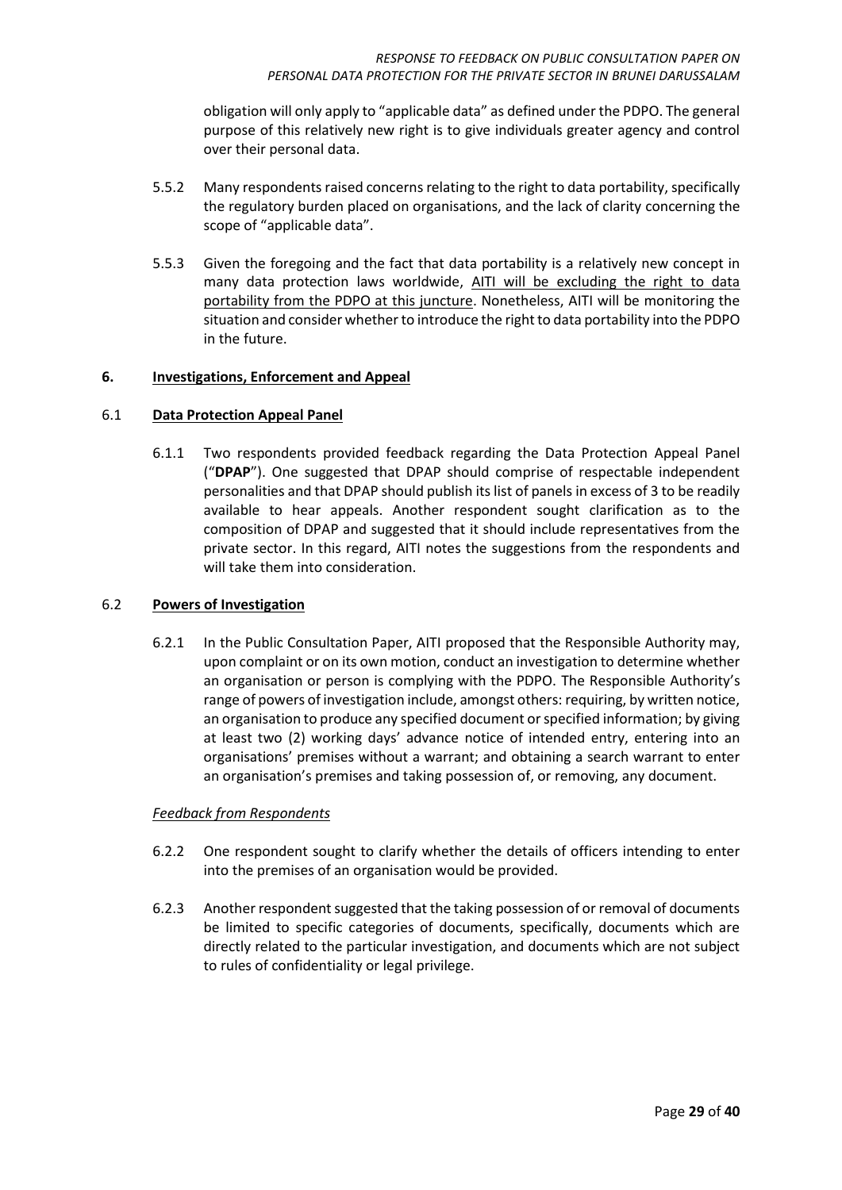obligation will only apply to "applicable data" as defined under the PDPO. The general purpose of this relatively new right is to give individuals greater agency and control over their personal data.

5.5.2 Many respondents raised concerns relating to the right to data portability, specifically the regulatory burden placed on organisations, and the lack of clarity concerning the scope of "applicable data".

5.5.3 Given the foregoing and the fact that data portability is a relatively new concept in many data protection laws worldwide, <u>AITI will be excluding the right to data portability from the PDPO at this juncture</u>. Nonetheless, AITI will be monitoring the situation and consider whether to introduce the right to data portability into the PDPO in the future.

## 6. <u>Investigations, Enforcement and Appeal</u>

### 6.1 <u>Data Protection Appeal Panel</u>

6.1.1 Two respondents provided feedback regarding the Data Protection Appeal Panel ("**DPAP**"). One suggested that DPAP should comprise of respectable independent personalities and that DPAP should publish its list of panels in excess of 3 to be readily available to hear appeals. Another respondent sought clarification as to the composition of DPAP and suggested that it should include representatives from the private sector. In this regard, AITI notes the suggestions from the respondents and will take them into consideration.

### 6.2 <u>Powers of Investigation</u>

6.2.1 In the Public Consultation Paper, AITI proposed that the Responsible Authority may, upon complaint or on its own motion, conduct an investigation to determine whether an organisation or person is complying with the PDPO. The Responsible Authority's range of powers of investigation include, amongst others: requiring, by written notice, an organisation to produce any specified document or specified information; by giving at least two (2) working days' advance notice of intended entry, entering into an organisations' premises without a warrant; and obtaining a search warrant to enter an organisation's premises and taking possession of, or removing, any document.

*<u>Feedback from Respondents</u>*

6.2.2 One respondent sought to clarify whether the details of officers intending to enter into the premises of an organisation would be provided.

6.2.3 Another respondent suggested that the taking possession of or removal of documents be limited to specific categories of documents, specifically, documents which are directly related to the particular investigation, and documents which are not subject to rules of confidentiality or legal privilege.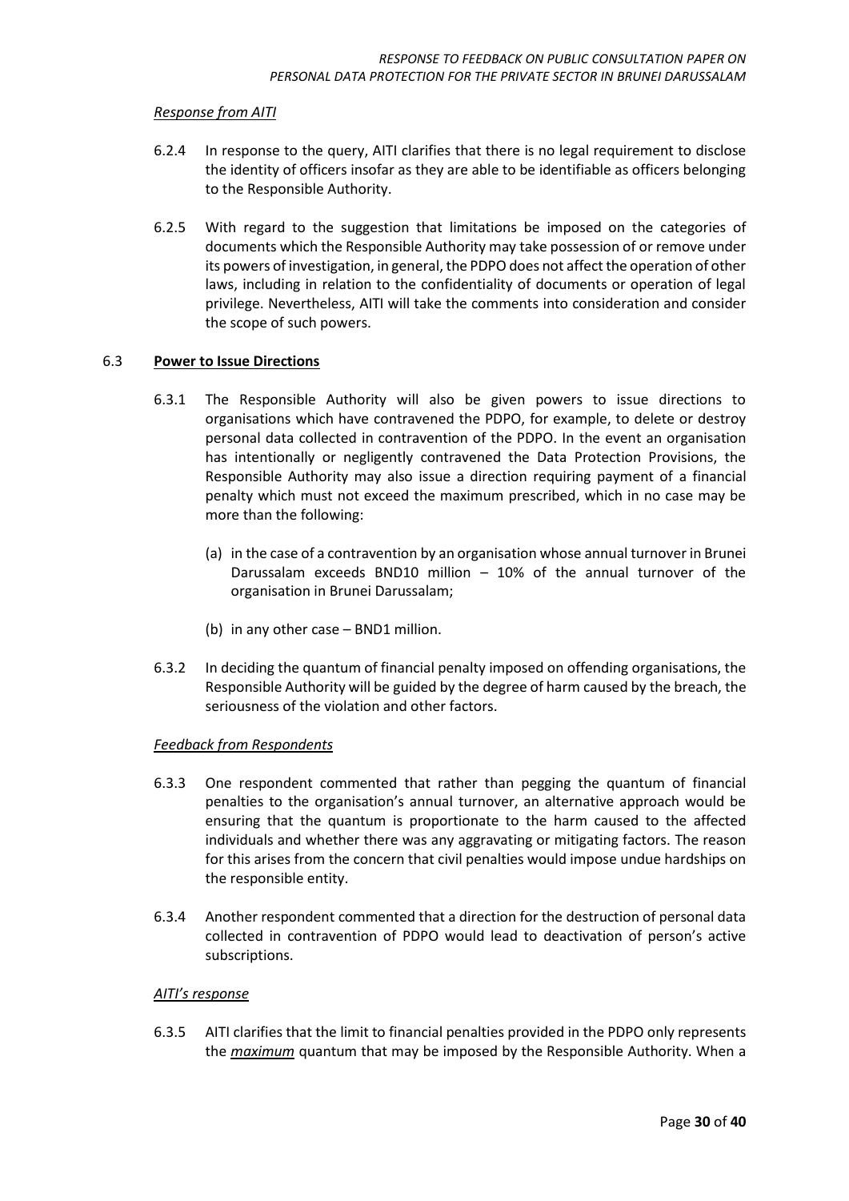*Response from AITI*

6.2.4 In response to the query, AITI clarifies that there is no legal requirement to disclose the identity of officers insofar as they are able to be identifiable as officers belonging to the Responsible Authority.

6.2.5 With regard to the suggestion that limitations be imposed on the categories of documents which the Responsible Authority may take possession of or remove under its powers of investigation, in general, the PDPO does not affect the operation of other laws, including in relation to the confidentiality of documents or operation of legal privilege. Nevertheless, AITI will take the comments into consideration and consider the scope of such powers.

### 6.3 **Power to Issue Directions**

6.3.1 The Responsible Authority will also be given powers to issue directions to organisations which have contravened the PDPO, for example, to delete or destroy personal data collected in contravention of the PDPO. In the event an organisation has intentionally or negligently contravened the Data Protection Provisions, the Responsible Authority may also issue a direction requiring payment of a financial penalty which must not exceed the maximum prescribed, which in no case may be more than the following:

(a) in the case of a contravention by an organisation whose annual turnover in Brunei Darussalam exceeds BND10 million – 10% of the annual turnover of the organisation in Brunei Darussalam;

(b) in any other case – BND1 million.

6.3.2 In deciding the quantum of financial penalty imposed on offending organisations, the Responsible Authority will be guided by the degree of harm caused by the breach, the seriousness of the violation and other factors.

*Feedback from Respondents*

6.3.3 One respondent commented that rather than pegging the quantum of financial penalties to the organisation's annual turnover, an alternative approach would be ensuring that the quantum is proportionate to the harm caused to the affected individuals and whether there was any aggravating or mitigating factors. The reason for this arises from the concern that civil penalties would impose undue hardships on the responsible entity.

6.3.4 Another respondent commented that a direction for the destruction of personal data collected in contravention of PDPO would lead to deactivation of person's active subscriptions.

*AITI's response*

6.3.5 AITI clarifies that the limit to financial penalties provided in the PDPO only represents the ***maximum*** quantum that may be imposed by the Responsible Authority. When a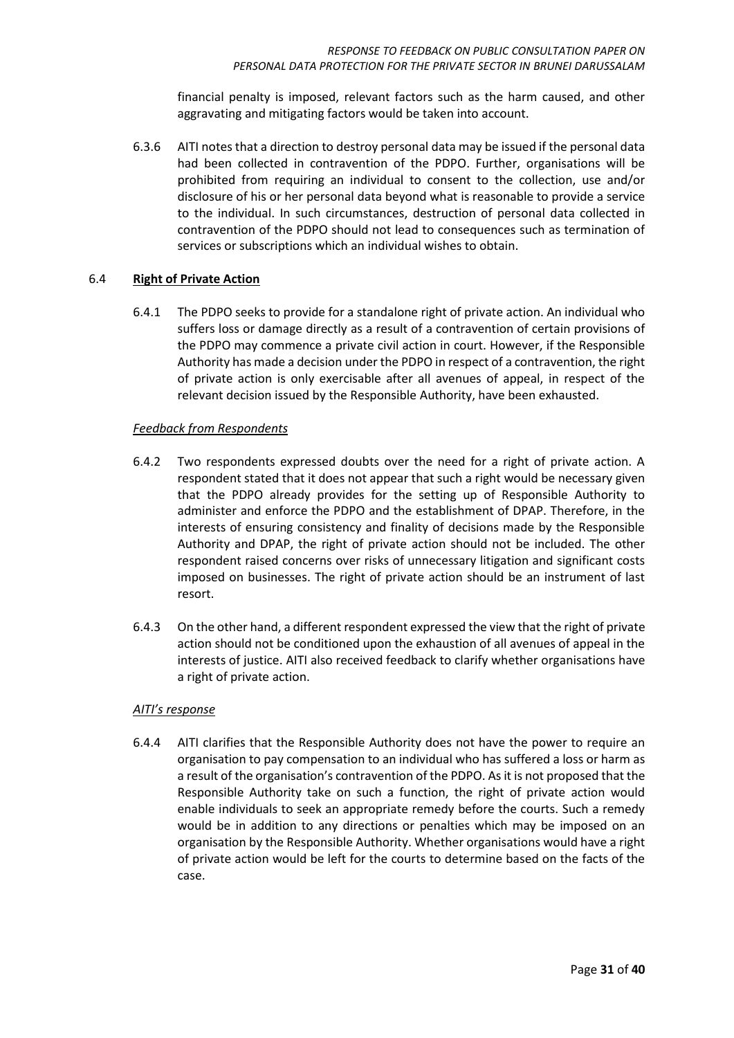financial penalty is imposed, relevant factors such as the harm caused, and other aggravating and mitigating factors would be taken into account.

6.3.6 AITI notes that a direction to destroy personal data may be issued if the personal data had been collected in contravention of the PDPO. Further, organisations will be prohibited from requiring an individual to consent to the collection, use and/or disclosure of his or her personal data beyond what is reasonable to provide a service to the individual. In such circumstances, destruction of personal data collected in contravention of the PDPO should not lead to consequences such as termination of services or subscriptions which an individual wishes to obtain.

### 6.4 **Right of Private Action**

6.4.1 The PDPO seeks to provide for a standalone right of private action. An individual who suffers loss or damage directly as a result of a contravention of certain provisions of the PDPO may commence a private civil action in court. However, if the Responsible Authority has made a decision under the PDPO in respect of a contravention, the right of private action is only exercisable after all avenues of appeal, in respect of the relevant decision issued by the Responsible Authority, have been exhausted.

*Feedback from Respondents*

6.4.2 Two respondents expressed doubts over the need for a right of private action. A respondent stated that it does not appear that such a right would be necessary given that the PDPO already provides for the setting up of Responsible Authority to administer and enforce the PDPO and the establishment of DPAP. Therefore, in the interests of ensuring consistency and finality of decisions made by the Responsible Authority and DPAP, the right of private action should not be included. The other respondent raised concerns over risks of unnecessary litigation and significant costs imposed on businesses. The right of private action should be an instrument of last resort.

6.4.3 On the other hand, a different respondent expressed the view that the right of private action should not be conditioned upon the exhaustion of all avenues of appeal in the interests of justice. AITI also received feedback to clarify whether organisations have a right of private action.

*AITI's response*

6.4.4 AITI clarifies that the Responsible Authority does not have the power to require an organisation to pay compensation to an individual who has suffered a loss or harm as a result of the organisation's contravention of the PDPO. As it is not proposed that the Responsible Authority take on such a function, the right of private action would enable individuals to seek an appropriate remedy before the courts. Such a remedy would be in addition to any directions or penalties which may be imposed on an organisation by the Responsible Authority. Whether organisations would have a right of private action would be left for the courts to determine based on the facts of the case.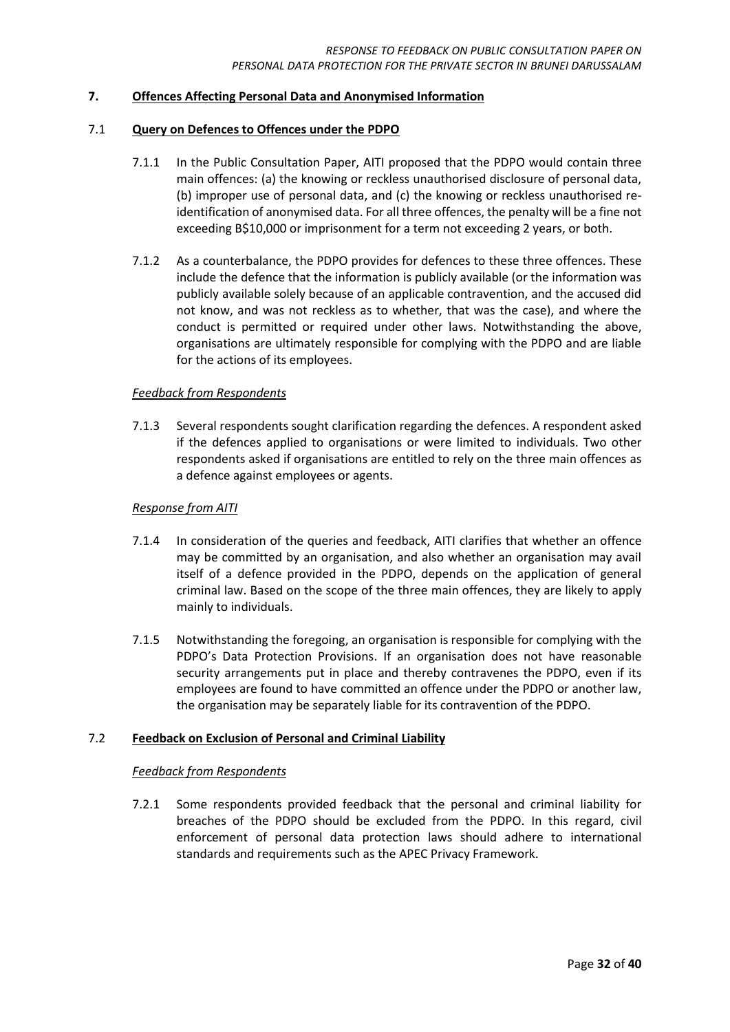## 7. Offences Affecting Personal Data and Anonymised Information

### 7.1 Query on Defences to Offences under the PDPO

7.1.1 In the Public Consultation Paper, AITI proposed that the PDPO would contain three main offences: (a) the knowing or reckless unauthorised disclosure of personal data, (b) improper use of personal data, and (c) the knowing or reckless unauthorised re-identification of anonymised data. For all three offences, the penalty will be a fine not exceeding B$10,000 or imprisonment for a term not exceeding 2 years, or both.

7.1.2 As a counterbalance, the PDPO provides for defences to these three offences. These include the defence that the information is publicly available (or the information was publicly available solely because of an applicable contravention, and the accused did not know, and was not reckless as to whether, that was the case), and where the conduct is permitted or required under other laws. Notwithstanding the above, organisations are ultimately responsible for complying with the PDPO and are liable for the actions of its employees.

*Feedback from Respondents*

7.1.3 Several respondents sought clarification regarding the defences. A respondent asked if the defences applied to organisations or were limited to individuals. Two other respondents asked if organisations are entitled to rely on the three main offences as a defence against employees or agents.

*Response from AITI*

7.1.4 In consideration of the queries and feedback, AITI clarifies that whether an offence may be committed by an organisation, and also whether an organisation may avail itself of a defence provided in the PDPO, depends on the application of general criminal law. Based on the scope of the three main offences, they are likely to apply mainly to individuals.

7.1.5 Notwithstanding the foregoing, an organisation is responsible for complying with the PDPO's Data Protection Provisions. If an organisation does not have reasonable security arrangements put in place and thereby contravenes the PDPO, even if its employees are found to have committed an offence under the PDPO or another law, the organisation may be separately liable for its contravention of the PDPO.

### 7.2 Feedback on Exclusion of Personal and Criminal Liability

*Feedback from Respondents*

7.2.1 Some respondents provided feedback that the personal and criminal liability for breaches of the PDPO should be excluded from the PDPO. In this regard, civil enforcement of personal data protection laws should adhere to international standards and requirements such as the APEC Privacy Framework.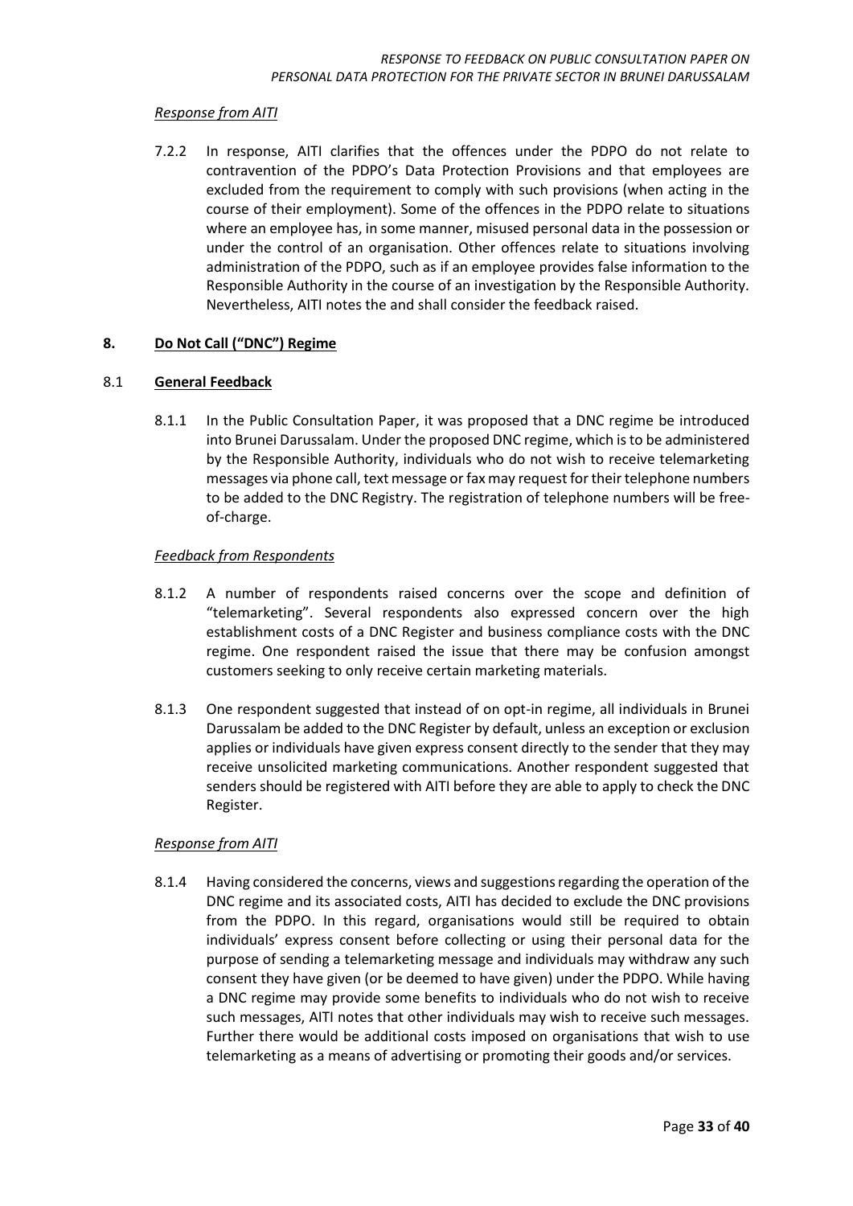*Response from AITI*

7.2.2 In response, AITI clarifies that the offences under the PDPO do not relate to contravention of the PDPO's Data Protection Provisions and that employees are excluded from the requirement to comply with such provisions (when acting in the course of their employment). Some of the offences in the PDPO relate to situations where an employee has, in some manner, misused personal data in the possession or under the control of an organisation. Other offences relate to situations involving administration of the PDPO, such as if an employee provides false information to the Responsible Authority in the course of an investigation by the Responsible Authority. Nevertheless, AITI notes the and shall consider the feedback raised.

## 8. Do Not Call ("DNC") Regime

### 8.1 General Feedback

8.1.1 In the Public Consultation Paper, it was proposed that a DNC regime be introduced into Brunei Darussalam. Under the proposed DNC regime, which is to be administered by the Responsible Authority, individuals who do not wish to receive telemarketing messages via phone call, text message or fax may request for their telephone numbers to be added to the DNC Registry. The registration of telephone numbers will be free-of-charge.

*Feedback from Respondents*

8.1.2 A number of respondents raised concerns over the scope and definition of "telemarketing". Several respondents also expressed concern over the high establishment costs of a DNC Register and business compliance costs with the DNC regime. One respondent raised the issue that there may be confusion amongst customers seeking to only receive certain marketing materials.

8.1.3 One respondent suggested that instead of on opt-in regime, all individuals in Brunei Darussalam be added to the DNC Register by default, unless an exception or exclusion applies or individuals have given express consent directly to the sender that they may receive unsolicited marketing communications. Another respondent suggested that senders should be registered with AITI before they are able to apply to check the DNC Register.

*Response from AITI*

8.1.4 Having considered the concerns, views and suggestions regarding the operation of the DNC regime and its associated costs, AITI has decided to exclude the DNC provisions from the PDPO. In this regard, organisations would still be required to obtain individuals' express consent before collecting or using their personal data for the purpose of sending a telemarketing message and individuals may withdraw any such consent they have given (or be deemed to have given) under the PDPO. While having a DNC regime may provide some benefits to individuals who do not wish to receive such messages, AITI notes that other individuals may wish to receive such messages. Further there would be additional costs imposed on organisations that wish to use telemarketing as a means of advertising or promoting their goods and/or services.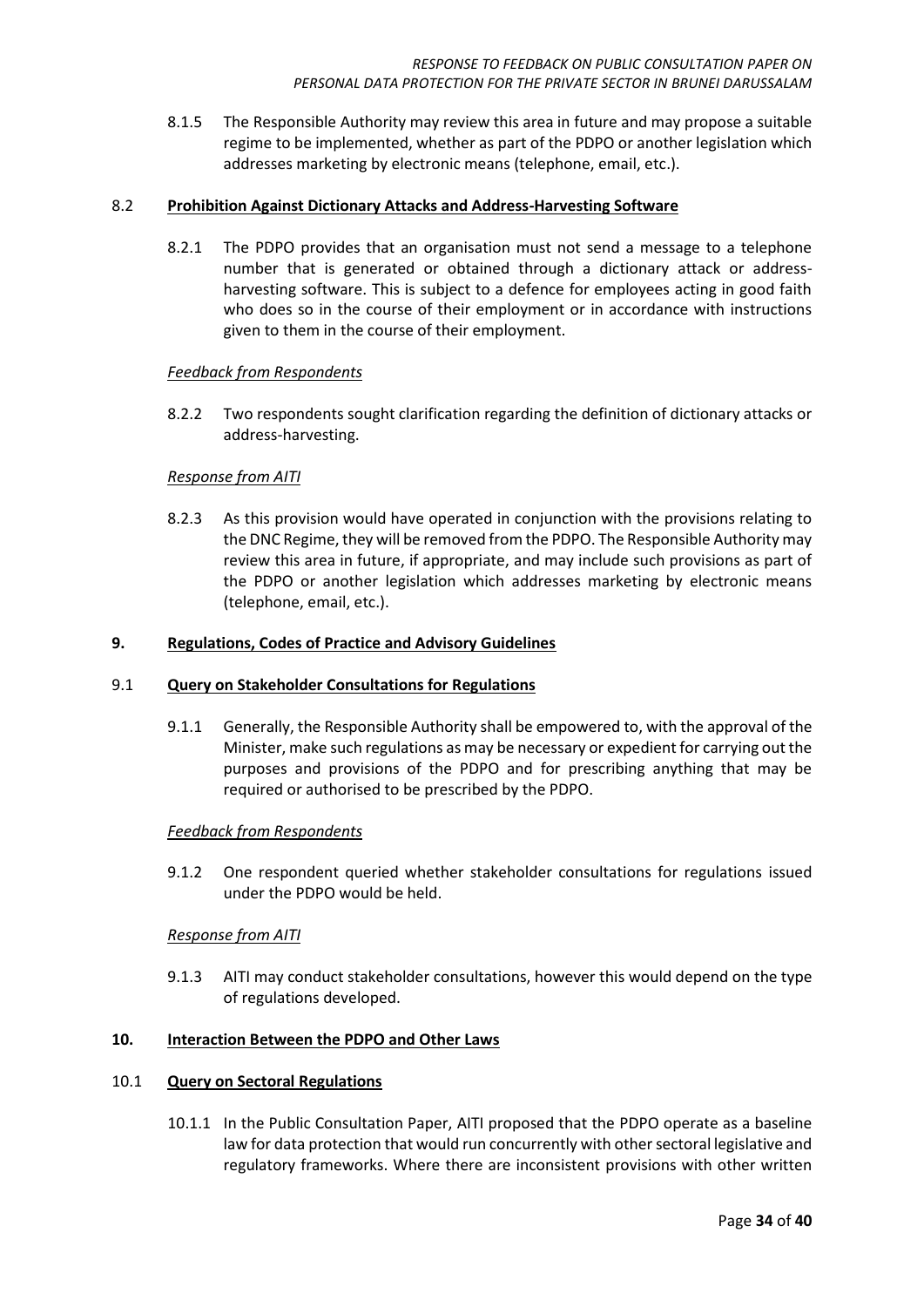8.1.5 The Responsible Authority may review this area in future and may propose a suitable regime to be implemented, whether as part of the PDPO or another legislation which addresses marketing by electronic means (telephone, email, etc.).

### 8.2 **Prohibition Against Dictionary Attacks and Address-Harvesting Software**

8.2.1 The PDPO provides that an organisation must not send a message to a telephone number that is generated or obtained through a dictionary attack or address-harvesting software. This is subject to a defence for employees acting in good faith who does so in the course of their employment or in accordance with instructions given to them in the course of their employment.

*Feedback from Respondents*

8.2.2 Two respondents sought clarification regarding the definition of dictionary attacks or address-harvesting.

*Response from AITI*

8.2.3 As this provision would have operated in conjunction with the provisions relating to the DNC Regime, they will be removed from the PDPO. The Responsible Authority may review this area in future, if appropriate, and may include such provisions as part of the PDPO or another legislation which addresses marketing by electronic means (telephone, email, etc.).

## 9. **Regulations, Codes of Practice and Advisory Guidelines**

### 9.1 **Query on Stakeholder Consultations for Regulations**

9.1.1 Generally, the Responsible Authority shall be empowered to, with the approval of the Minister, make such regulations as may be necessary or expedient for carrying out the purposes and provisions of the PDPO and for prescribing anything that may be required or authorised to be prescribed by the PDPO.

*Feedback from Respondents*

9.1.2 One respondent queried whether stakeholder consultations for regulations issued under the PDPO would be held.

*Response from AITI*

9.1.3 AITI may conduct stakeholder consultations, however this would depend on the type of regulations developed.

## 10. **Interaction Between the PDPO and Other Laws**

### 10.1 **Query on Sectoral Regulations**

10.1.1 In the Public Consultation Paper, AITI proposed that the PDPO operate as a baseline law for data protection that would run concurrently with other sectoral legislative and regulatory frameworks. Where there are inconsistent provisions with other written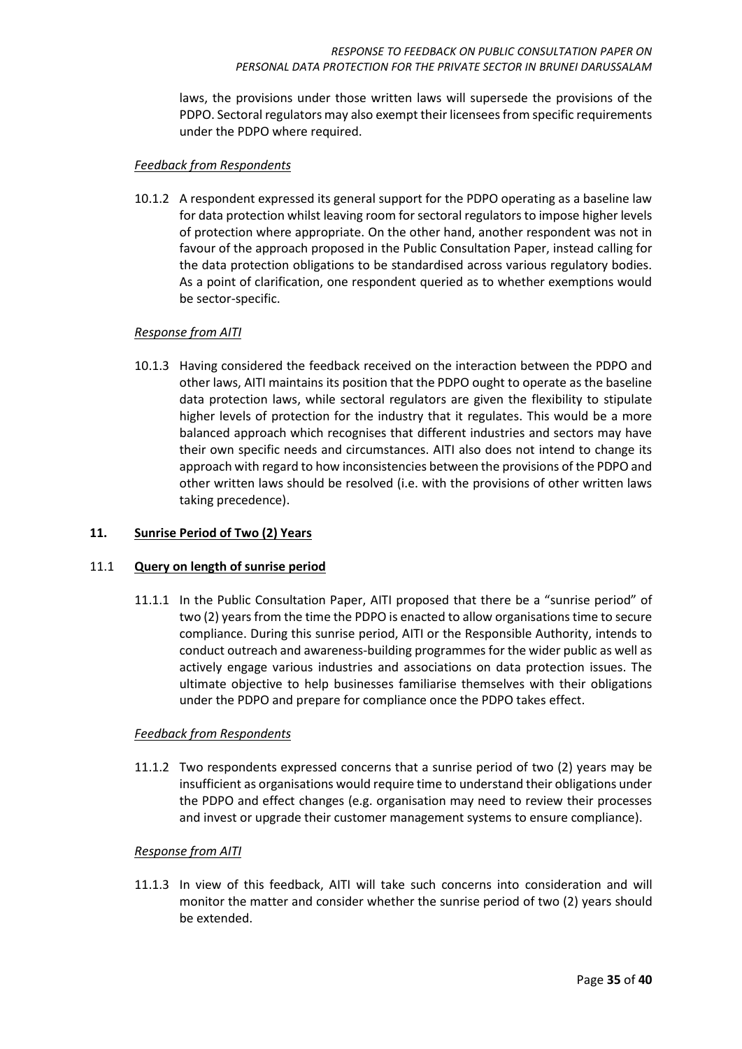laws, the provisions under those written laws will supersede the provisions of the PDPO. Sectoral regulators may also exempt their licensees from specific requirements under the PDPO where required.

*Feedback from Respondents*

10.1.2 A respondent expressed its general support for the PDPO operating as a baseline law for data protection whilst leaving room for sectoral regulators to impose higher levels of protection where appropriate. On the other hand, another respondent was not in favour of the approach proposed in the Public Consultation Paper, instead calling for the data protection obligations to be standardised across various regulatory bodies. As a point of clarification, one respondent queried as to whether exemptions would be sector-specific.

*Response from AITI*

10.1.3 Having considered the feedback received on the interaction between the PDPO and other laws, AITI maintains its position that the PDPO ought to operate as the baseline data protection laws, while sectoral regulators are given the flexibility to stipulate higher levels of protection for the industry that it regulates. This would be a more balanced approach which recognises that different industries and sectors may have their own specific needs and circumstances. AITI also does not intend to change its approach with regard to how inconsistencies between the provisions of the PDPO and other written laws should be resolved (i.e. with the provisions of other written laws taking precedence).

## 11. Sunrise Period of Two (2) Years

### 11.1 Query on length of sunrise period

11.1.1 In the Public Consultation Paper, AITI proposed that there be a "sunrise period" of two (2) years from the time the PDPO is enacted to allow organisations time to secure compliance. During this sunrise period, AITI or the Responsible Authority, intends to conduct outreach and awareness-building programmes for the wider public as well as actively engage various industries and associations on data protection issues. The ultimate objective to help businesses familiarise themselves with their obligations under the PDPO and prepare for compliance once the PDPO takes effect.

*Feedback from Respondents*

11.1.2 Two respondents expressed concerns that a sunrise period of two (2) years may be insufficient as organisations would require time to understand their obligations under the PDPO and effect changes (e.g. organisation may need to review their processes and invest or upgrade their customer management systems to ensure compliance).

*Response from AITI*

11.1.3 In view of this feedback, AITI will take such concerns into consideration and will monitor the matter and consider whether the sunrise period of two (2) years should be extended.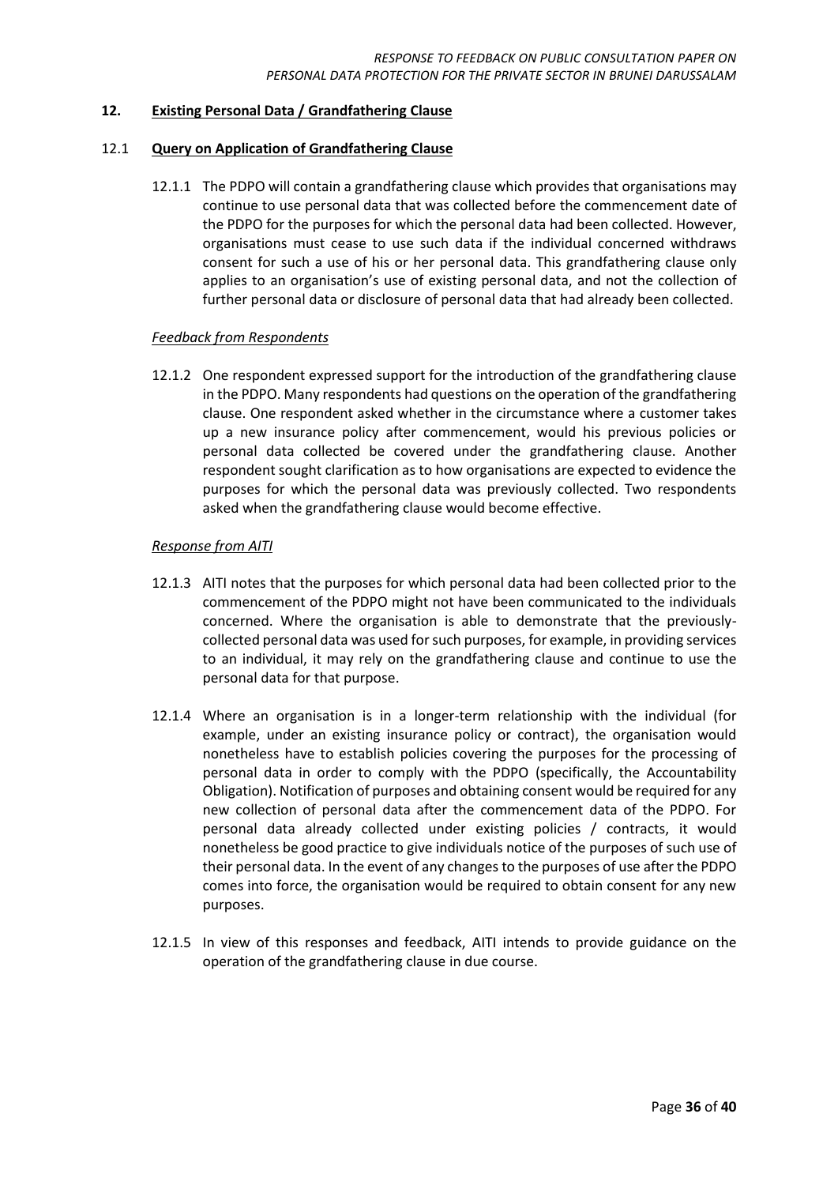## 12. Existing Personal Data / Grandfathering Clause

### 12.1 Query on Application of Grandfathering Clause

12.1.1 The PDPO will contain a grandfathering clause which provides that organisations may continue to use personal data that was collected before the commencement date of the PDPO for the purposes for which the personal data had been collected. However, organisations must cease to use such data if the individual concerned withdraws consent for such a use of his or her personal data. This grandfathering clause only applies to an organisation's use of existing personal data, and not the collection of further personal data or disclosure of personal data that had already been collected.

*Feedback from Respondents*

12.1.2 One respondent expressed support for the introduction of the grandfathering clause in the PDPO. Many respondents had questions on the operation of the grandfathering clause. One respondent asked whether in the circumstance where a customer takes up a new insurance policy after commencement, would his previous policies or personal data collected be covered under the grandfathering clause. Another respondent sought clarification as to how organisations are expected to evidence the purposes for which the personal data was previously collected. Two respondents asked when the grandfathering clause would become effective.

*Response from AITI*

12.1.3 AITI notes that the purposes for which personal data had been collected prior to the commencement of the PDPO might not have been communicated to the individuals concerned. Where the organisation is able to demonstrate that the previously-collected personal data was used for such purposes, for example, in providing services to an individual, it may rely on the grandfathering clause and continue to use the personal data for that purpose.

12.1.4 Where an organisation is in a longer-term relationship with the individual (for example, under an existing insurance policy or contract), the organisation would nonetheless have to establish policies covering the purposes for the processing of personal data in order to comply with the PDPO (specifically, the Accountability Obligation). Notification of purposes and obtaining consent would be required for any new collection of personal data after the commencement data of the PDPO. For personal data already collected under existing policies / contracts, it would nonetheless be good practice to give individuals notice of the purposes of such use of their personal data. In the event of any changes to the purposes of use after the PDPO comes into force, the organisation would be required to obtain consent for any new purposes.

12.1.5 In view of this responses and feedback, AITI intends to provide guidance on the operation of the grandfathering clause in due course.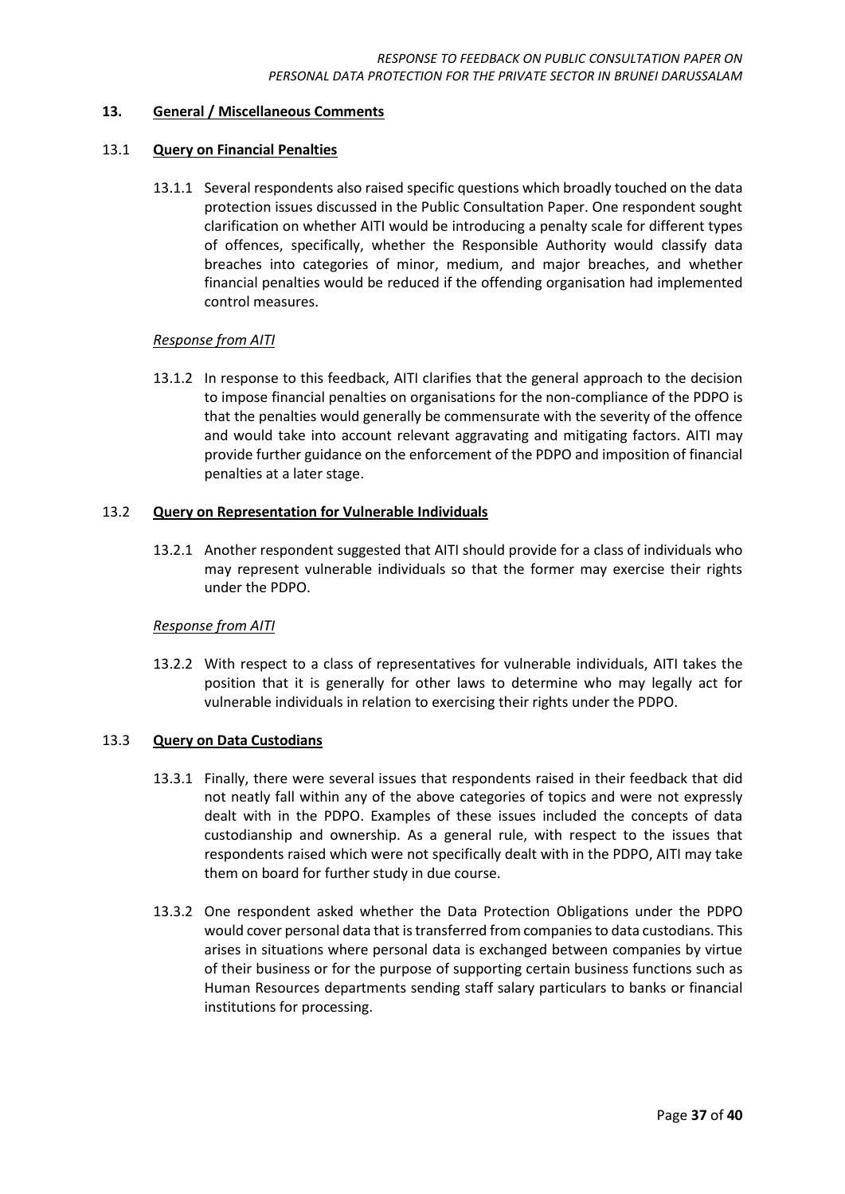## 13. General / Miscellaneous Comments

### 13.1 Query on Financial Penalties

13.1.1 Several respondents also raised specific questions which broadly touched on the data protection issues discussed in the Public Consultation Paper. One respondent sought clarification on whether AITI would be introducing a penalty scale for different types of offences, specifically, whether the Responsible Authority would classify data breaches into categories of minor, medium, and major breaches, and whether financial penalties would be reduced if the offending organisation had implemented control measures.

*Response from AITI*

13.1.2 In response to this feedback, AITI clarifies that the general approach to the decision to impose financial penalties on organisations for the non-compliance of the PDPO is that the penalties would generally be commensurate with the severity of the offence and would take into account relevant aggravating and mitigating factors. AITI may provide further guidance on the enforcement of the PDPO and imposition of financial penalties at a later stage.

### 13.2 Query on Representation for Vulnerable Individuals

13.2.1 Another respondent suggested that AITI should provide for a class of individuals who may represent vulnerable individuals so that the former may exercise their rights under the PDPO.

*Response from AITI*

13.2.2 With respect to a class of representatives for vulnerable individuals, AITI takes the position that it is generally for other laws to determine who may legally act for vulnerable individuals in relation to exercising their rights under the PDPO.

### 13.3 Query on Data Custodians

13.3.1 Finally, there were several issues that respondents raised in their feedback that did not neatly fall within any of the above categories of topics and were not expressly dealt with in the PDPO. Examples of these issues included the concepts of data custodianship and ownership. As a general rule, with respect to the issues that respondents raised which were not specifically dealt with in the PDPO, AITI may take them on board for further study in due course.

13.3.2 One respondent asked whether the Data Protection Obligations under the PDPO would cover personal data that is transferred from companies to data custodians. This arises in situations where personal data is exchanged between companies by virtue of their business or for the purpose of supporting certain business functions such as Human Resources departments sending staff salary particulars to banks or financial institutions for processing.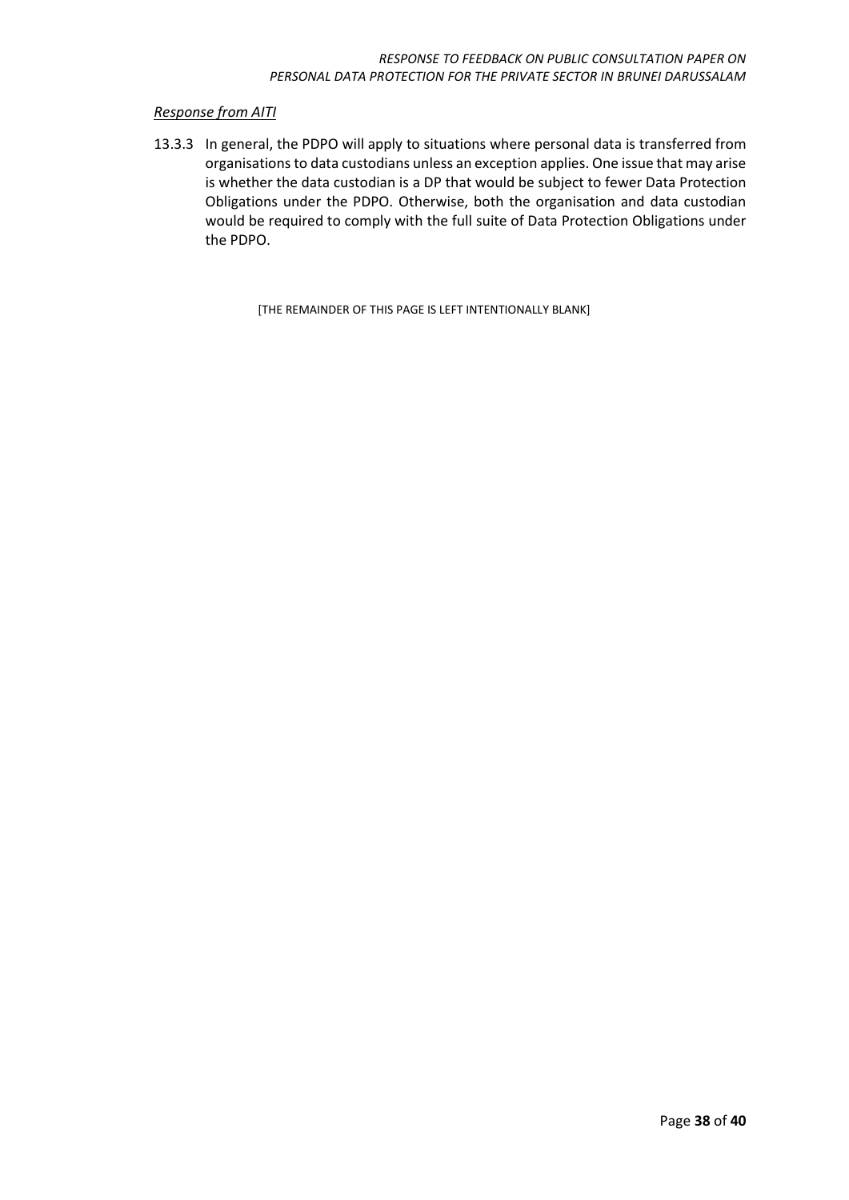*Response from AITI*

13.3.3 In general, the PDPO will apply to situations where personal data is transferred from organisations to data custodians unless an exception applies. One issue that may arise is whether the data custodian is a DP that would be subject to fewer Data Protection Obligations under the PDPO. Otherwise, both the organisation and data custodian would be required to comply with the full suite of Data Protection Obligations under the PDPO.

[THE REMAINDER OF THIS PAGE IS LEFT INTENTIONALLY BLANK]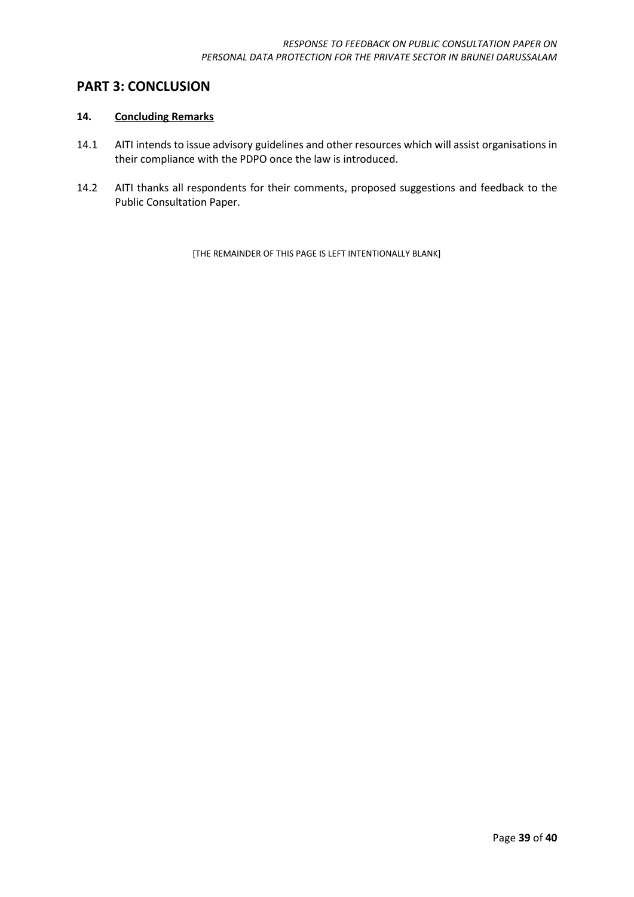## PART 3: CONCLUSION

### 14. Concluding Remarks

14.1 AITI intends to issue advisory guidelines and other resources which will assist organisations in their compliance with the PDPO once the law is introduced.

14.2 AITI thanks all respondents for their comments, proposed suggestions and feedback to the Public Consultation Paper.

[THE REMAINDER OF THIS PAGE IS LEFT INTENTIONALLY BLANK]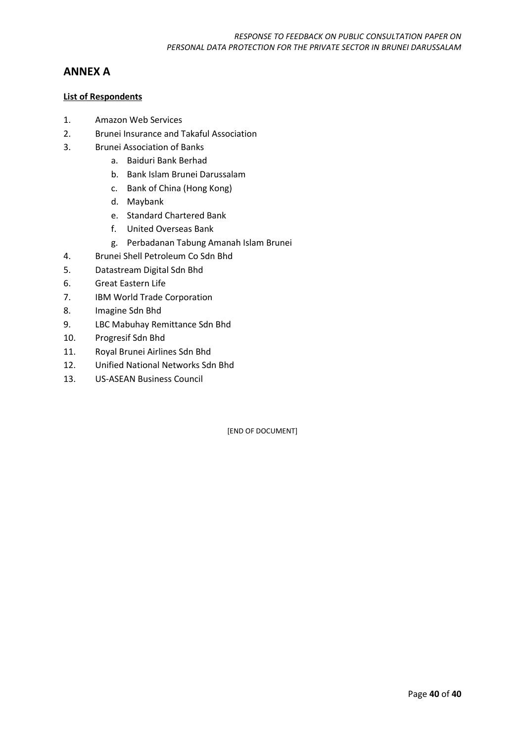## ANNEX A

**List of Respondents**

1. Amazon Web Services
2. Brunei Insurance and Takaful Association
3. Brunei Association of Banks
   a. Baiduri Bank Berhad
   b. Bank Islam Brunei Darussalam
   c. Bank of China (Hong Kong)
   d. Maybank
   e. Standard Chartered Bank
   f. United Overseas Bank
   g. Perbadanan Tabung Amanah Islam Brunei
4. Brunei Shell Petroleum Co Sdn Bhd
5. Datastream Digital Sdn Bhd
6. Great Eastern Life
7. IBM World Trade Corporation
8. Imagine Sdn Bhd
9. LBC Mabuhay Remittance Sdn Bhd
10. Progresif Sdn Bhd
11. Royal Brunei Airlines Sdn Bhd
12. Unified National Networks Sdn Bhd
13. US-ASEAN Business Council

[END OF DOCUMENT]